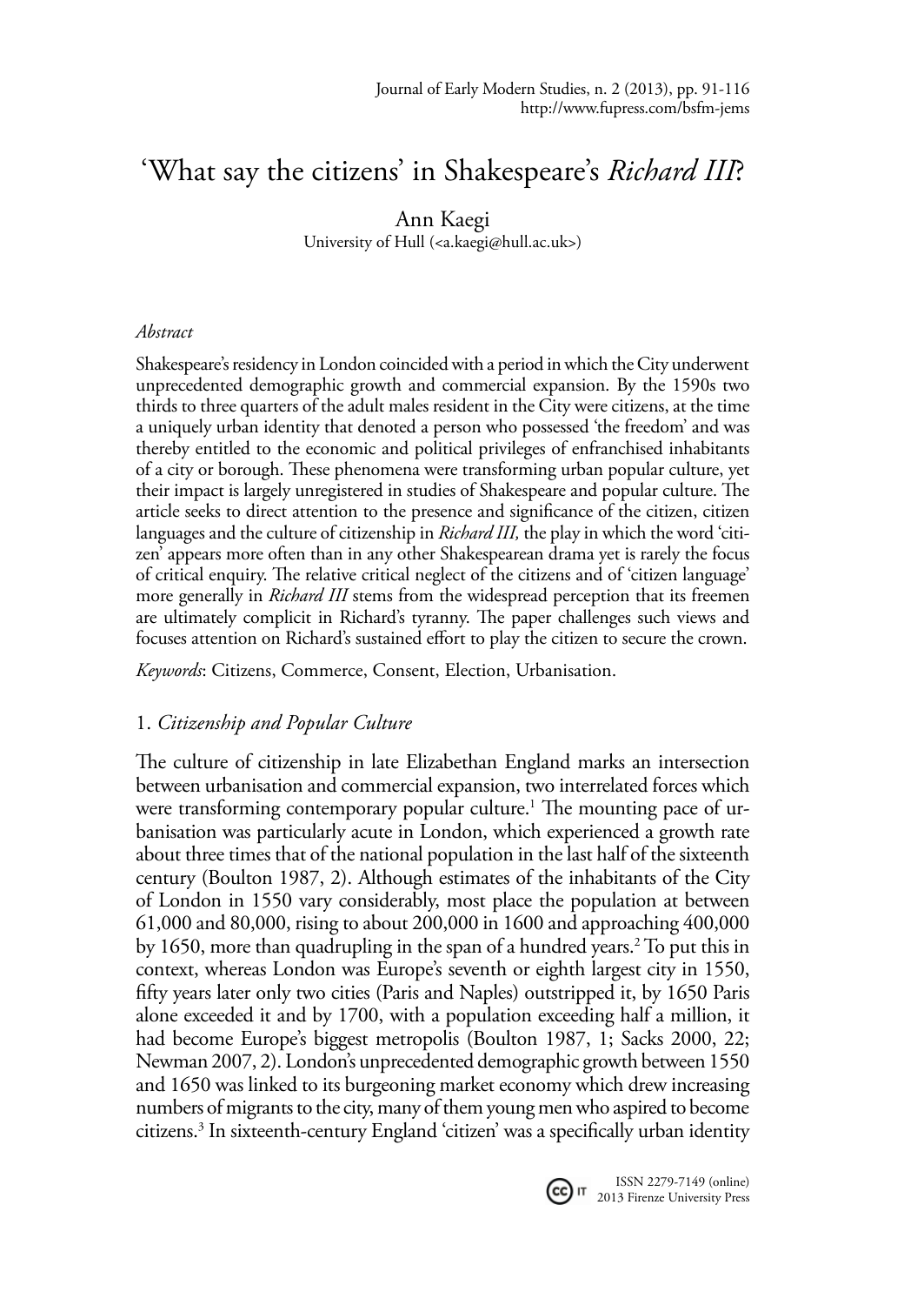# ‘What say the citizens’ in Shakespeare’s *Richard III*?

Ann Kaegi
University of Hull (<a.kaegi@hull.ac.uk>)

*Abstract*

Shakespeare’s residency in London coincided with a period in which the City underwent unprecedented demographic growth and commercial expansion. By the 1590s two thirds to three quarters of the adult males resident in the City were citizens, at the time a uniquely urban identity that denoted a person who possessed ‘the freedom’ and was thereby entitled to the economic and political privileges of enfranchised inhabitants of a city or borough. These phenomena were transforming urban popular culture, yet their impact is largely unregistered in studies of Shakespeare and popular culture. The article seeks to direct attention to the presence and significance of the citizen, citizen languages and the culture of citizenship in *Richard III,* the play in which the word ‘citizen’ appears more often than in any other Shakespearean drama yet is rarely the focus of critical enquiry. The relative critical neglect of the citizens and of ‘citizen language’ more generally in *Richard III* stems from the widespread perception that its freemen are ultimately complicit in Richard’s tyranny. The paper challenges such views and focuses attention on Richard’s sustained effort to play the citizen to secure the crown.

*Keywords*: Citizens, Commerce, Consent, Election, Urbanisation.

## 1. *Citizenship and Popular Culture*

The culture of citizenship in late Elizabethan England marks an intersection between urbanisation and commercial expansion, two interrelated forces which were transforming contemporary popular culture.[1] The mounting pace of urbanisation was particularly acute in London, which experienced a growth rate about three times that of the national population in the last half of the sixteenth century (Boulton 1987, 2). Although estimates of the inhabitants of the City of London in 1550 vary considerably, most place the population at between 61,000 and 80,000, rising to about 200,000 in 1600 and approaching 400,000 by 1650, more than quadrupling in the span of a hundred years.[2] To put this in context, whereas London was Europe’s seventh or eighth largest city in 1550, fifty years later only two cities (Paris and Naples) outstripped it, by 1650 Paris alone exceeded it and by 1700, with a population exceeding half a million, it had become Europe’s biggest metropolis (Boulton 1987, 1; Sacks 2000, 22; Newman 2007, 2). London’s unprecedented demographic growth between 1550 and 1650 was linked to its burgeoning market economy which drew increasing numbers of migrants to the city, many of them young men who aspired to become citizens.[3] In sixteenth-century England ‘citizen’ was a specifically urban identity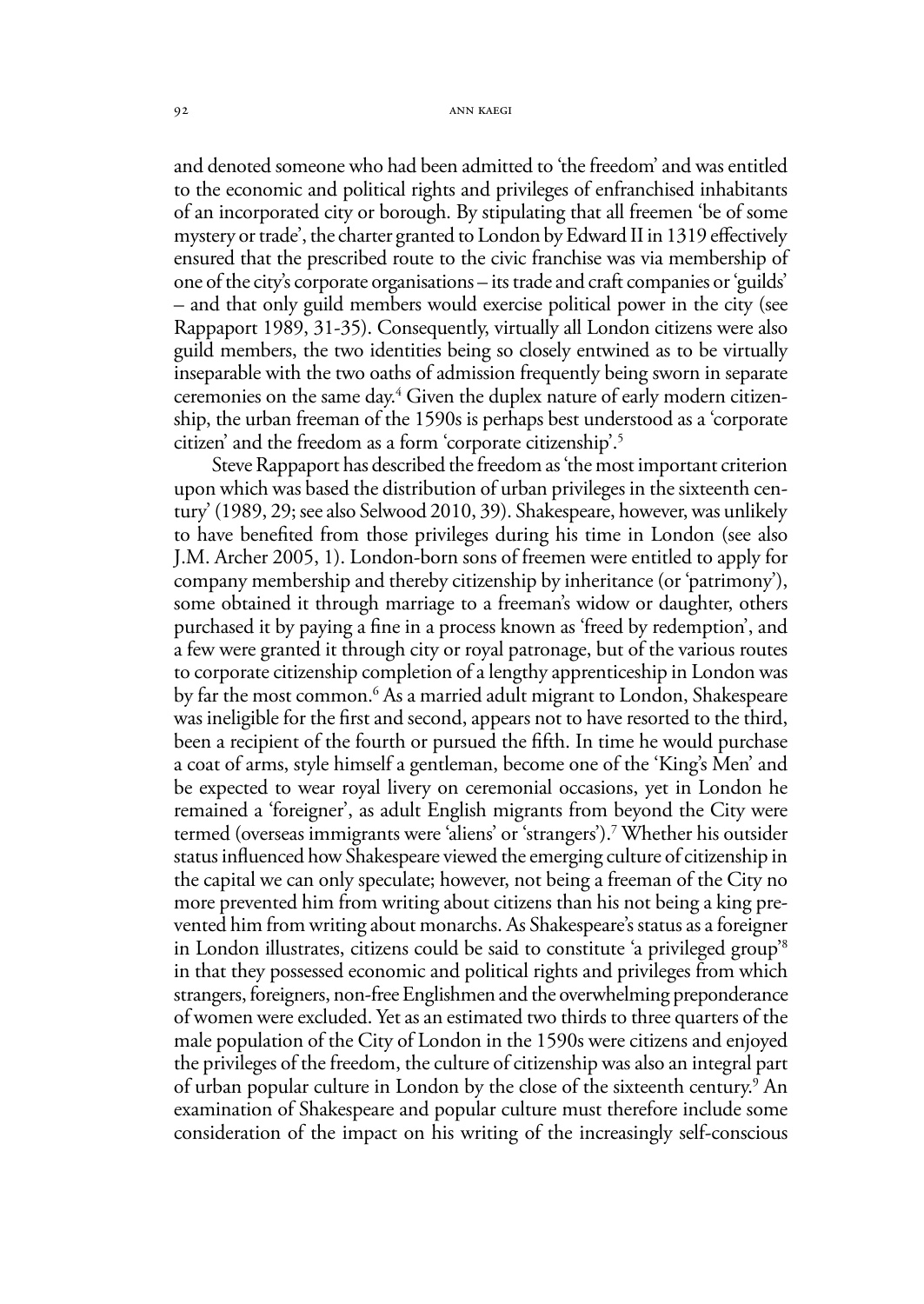and denoted someone who had been admitted to 'the freedom' and was entitled to the economic and political rights and privileges of enfranchised inhabitants of an incorporated city or borough. By stipulating that all freemen 'be of some mystery or trade', the charter granted to London by Edward II in 1319 effectively ensured that the prescribed route to the civic franchise was via membership of one of the city's corporate organisations – its trade and craft companies or 'guilds' – and that only guild members would exercise political power in the city (see Rappaport 1989, 31-35). Consequently, virtually all London citizens were also guild members, the two identities being so closely entwined as to be virtually inseparable with the two oaths of admission frequently being sworn in separate ceremonies on the same day.[4] Given the duplex nature of early modern citizenship, the urban freeman of the 1590s is perhaps best understood as a 'corporate citizen' and the freedom as a form 'corporate citizenship'.[5]

Steve Rappaport has described the freedom as 'the most important criterion upon which was based the distribution of urban privileges in the sixteenth century' (1989, 29; see also Selwood 2010, 39). Shakespeare, however, was unlikely to have benefited from those privileges during his time in London (see also J.M. Archer 2005, 1). London-born sons of freemen were entitled to apply for company membership and thereby citizenship by inheritance (or 'patrimony'), some obtained it through marriage to a freeman's widow or daughter, others purchased it by paying a fine in a process known as 'freed by redemption', and a few were granted it through city or royal patronage, but of the various routes to corporate citizenship completion of a lengthy apprenticeship in London was by far the most common.[6] As a married adult migrant to London, Shakespeare was ineligible for the first and second, appears not to have resorted to the third, been a recipient of the fourth or pursued the fifth. In time he would purchase a coat of arms, style himself a gentleman, become one of the 'King's Men' and be expected to wear royal livery on ceremonial occasions, yet in London he remained a 'foreigner', as adult English migrants from beyond the City were termed (overseas immigrants were 'aliens' or 'strangers').[7] Whether his outsider status influenced how Shakespeare viewed the emerging culture of citizenship in the capital we can only speculate; however, not being a freeman of the City no more prevented him from writing about citizens than his not being a king prevented him from writing about monarchs. As Shakespeare's status as a foreigner in London illustrates, citizens could be said to constitute 'a privileged group'[8] in that they possessed economic and political rights and privileges from which strangers, foreigners, non-free Englishmen and the overwhelming preponderance of women were excluded. Yet as an estimated two thirds to three quarters of the male population of the City of London in the 1590s were citizens and enjoyed the privileges of the freedom, the culture of citizenship was also an integral part of urban popular culture in London by the close of the sixteenth century.[9] An examination of Shakespeare and popular culture must therefore include some consideration of the impact on his writing of the increasingly self-conscious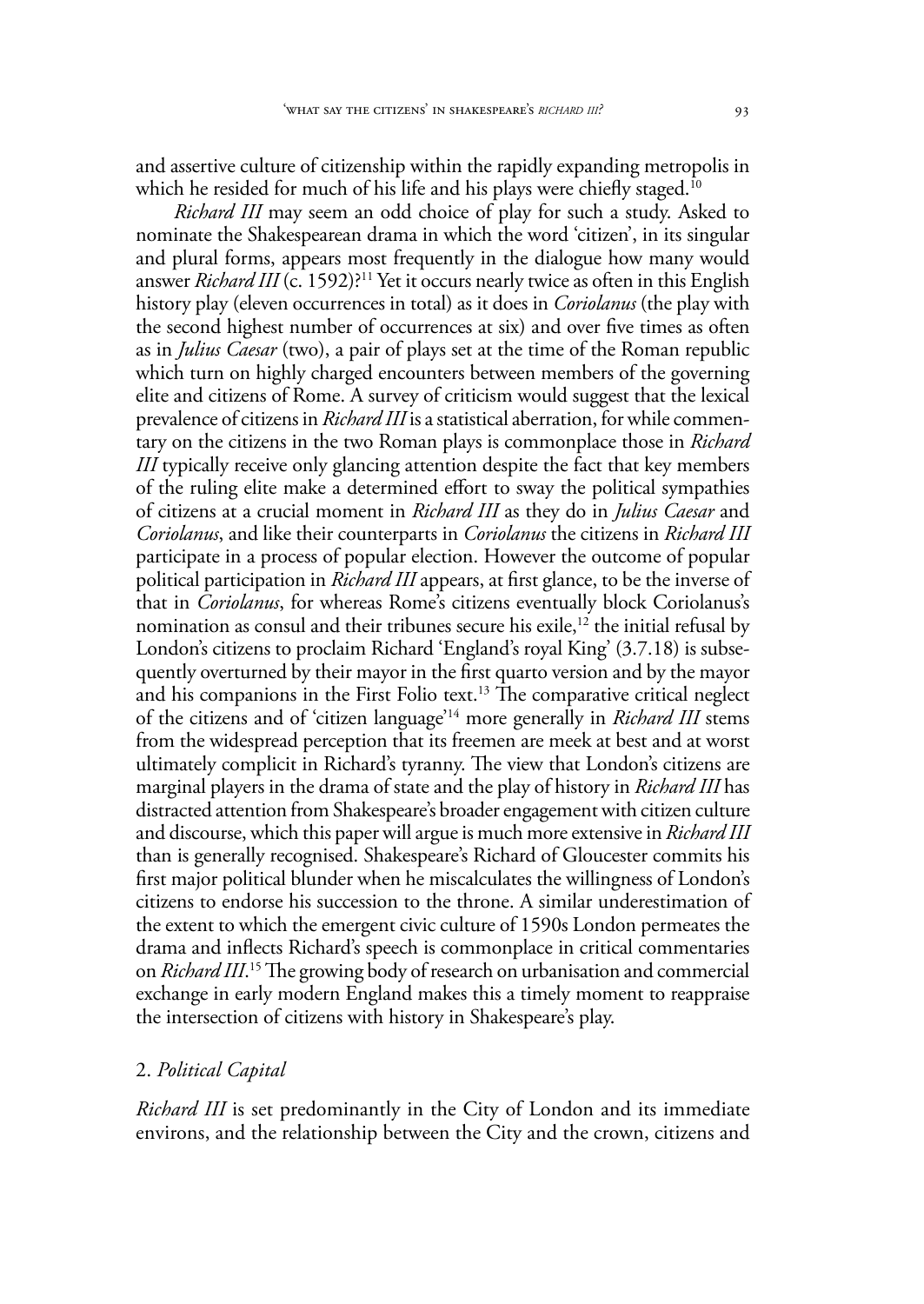and assertive culture of citizenship within the rapidly expanding metropolis in which he resided for much of his life and his plays were chiefly staged.[10]

*Richard III* may seem an odd choice of play for such a study. Asked to nominate the Shakespearean drama in which the word 'citizen', in its singular and plural forms, appears most frequently in the dialogue how many would answer *Richard III* (c. 1592)?[11] Yet it occurs nearly twice as often in this English history play (eleven occurrences in total) as it does in *Coriolanus* (the play with the second highest number of occurrences at six) and over five times as often as in *Julius Caesar* (two), a pair of plays set at the time of the Roman republic which turn on highly charged encounters between members of the governing elite and citizens of Rome. A survey of criticism would suggest that the lexical prevalence of citizens in *Richard III* is a statistical aberration, for while commentary on the citizens in the two Roman plays is commonplace those in *Richard III* typically receive only glancing attention despite the fact that key members of the ruling elite make a determined effort to sway the political sympathies of citizens at a crucial moment in *Richard III* as they do in *Julius Caesar* and *Coriolanus*, and like their counterparts in *Coriolanus* the citizens in *Richard III* participate in a process of popular election. However the outcome of popular political participation in *Richard III* appears, at first glance, to be the inverse of that in *Coriolanus*, for whereas Rome's citizens eventually block Coriolanus's nomination as consul and their tribunes secure his exile,[12] the initial refusal by London's citizens to proclaim Richard 'England's royal King' (3.7.18) is subsequently overturned by their mayor in the first quarto version and by the mayor and his companions in the First Folio text.[13] The comparative critical neglect of the citizens and of 'citizen language'[14] more generally in *Richard III* stems from the widespread perception that its freemen are meek at best and at worst ultimately complicit in Richard's tyranny. The view that London's citizens are marginal players in the drama of state and the play of history in *Richard III* has distracted attention from Shakespeare's broader engagement with citizen culture and discourse, which this paper will argue is much more extensive in *Richard III* than is generally recognised. Shakespeare's Richard of Gloucester commits his first major political blunder when he miscalculates the willingness of London's citizens to endorse his succession to the throne. A similar underestimation of the extent to which the emergent civic culture of 1590s London permeates the drama and inflects Richard's speech is commonplace in critical commentaries on *Richard III*.[15] The growing body of research on urbanisation and commercial exchange in early modern England makes this a timely moment to reappraise the intersection of citizens with history in Shakespeare's play.

## 2. *Political Capital*

*Richard III* is set predominantly in the City of London and its immediate environs, and the relationship between the City and the crown, citizens and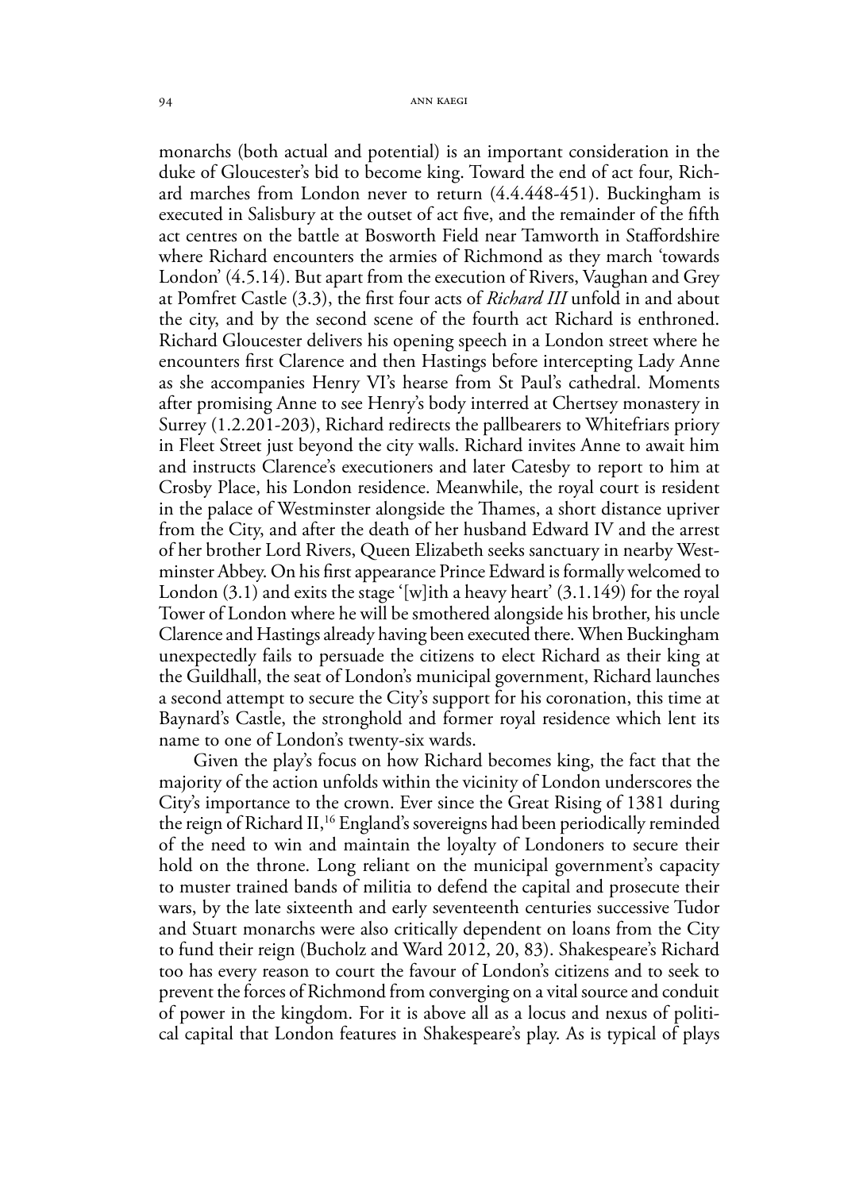monarchs (both actual and potential) is an important consideration in the duke of Gloucester's bid to become king. Toward the end of act four, Richard marches from London never to return (4.4.448-451). Buckingham is executed in Salisbury at the outset of act five, and the remainder of the fifth act centres on the battle at Bosworth Field near Tamworth in Staffordshire where Richard encounters the armies of Richmond as they march 'towards London' (4.5.14). But apart from the execution of Rivers, Vaughan and Grey at Pomfret Castle (3.3), the first four acts of *Richard III* unfold in and about the city, and by the second scene of the fourth act Richard is enthroned. Richard Gloucester delivers his opening speech in a London street where he encounters first Clarence and then Hastings before intercepting Lady Anne as she accompanies Henry VI's hearse from St Paul's cathedral. Moments after promising Anne to see Henry's body interred at Chertsey monastery in Surrey (1.2.201-203), Richard redirects the pallbearers to Whitefriars priory in Fleet Street just beyond the city walls. Richard invites Anne to await him and instructs Clarence's executioners and later Catesby to report to him at Crosby Place, his London residence. Meanwhile, the royal court is resident in the palace of Westminster alongside the Thames, a short distance upriver from the City, and after the death of her husband Edward IV and the arrest of her brother Lord Rivers, Queen Elizabeth seeks sanctuary in nearby Westminster Abbey. On his first appearance Prince Edward is formally welcomed to London (3.1) and exits the stage '[w]ith a heavy heart' (3.1.149) for the royal Tower of London where he will be smothered alongside his brother, his uncle Clarence and Hastings already having been executed there. When Buckingham unexpectedly fails to persuade the citizens to elect Richard as their king at the Guildhall, the seat of London's municipal government, Richard launches a second attempt to secure the City's support for his coronation, this time at Baynard's Castle, the stronghold and former royal residence which lent its name to one of London's twenty-six wards.

Given the play's focus on how Richard becomes king, the fact that the majority of the action unfolds within the vicinity of London underscores the City's importance to the crown. Ever since the Great Rising of 1381 during the reign of Richard II,[16] England's sovereigns had been periodically reminded of the need to win and maintain the loyalty of Londoners to secure their hold on the throne. Long reliant on the municipal government's capacity to muster trained bands of militia to defend the capital and prosecute their wars, by the late sixteenth and early seventeenth centuries successive Tudor and Stuart monarchs were also critically dependent on loans from the City to fund their reign (Bucholz and Ward 2012, 20, 83). Shakespeare's Richard too has every reason to court the favour of London's citizens and to seek to prevent the forces of Richmond from converging on a vital source and conduit of power in the kingdom. For it is above all as a locus and nexus of political capital that London features in Shakespeare's play. As is typical of plays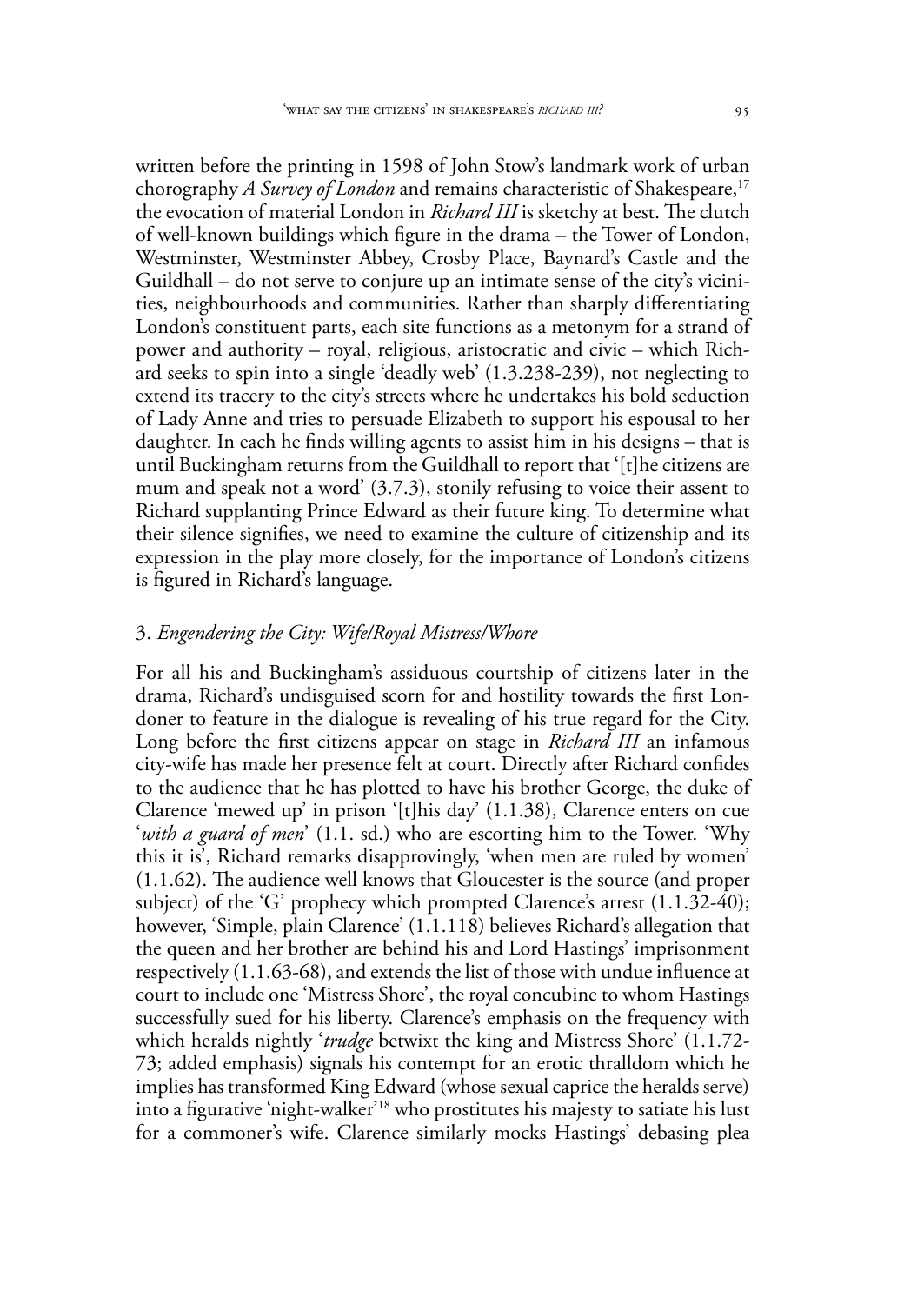written before the printing in 1598 of John Stow's landmark work of urban chorography *A Survey of London* and remains characteristic of Shakespeare,[17] the evocation of material London in *Richard III* is sketchy at best. The clutch of well-known buildings which figure in the drama – the Tower of London, Westminster, Westminster Abbey, Crosby Place, Baynard's Castle and the Guildhall – do not serve to conjure up an intimate sense of the city's vicinities, neighbourhoods and communities. Rather than sharply differentiating London's constituent parts, each site functions as a metonym for a strand of power and authority – royal, religious, aristocratic and civic – which Richard seeks to spin into a single 'deadly web' (1.3.238-239), not neglecting to extend its tracery to the city's streets where he undertakes his bold seduction of Lady Anne and tries to persuade Elizabeth to support his espousal to her daughter. In each he finds willing agents to assist him in his designs – that is until Buckingham returns from the Guildhall to report that '[t]he citizens are mum and speak not a word' (3.7.3), stonily refusing to voice their assent to Richard supplanting Prince Edward as their future king. To determine what their silence signifies, we need to examine the culture of citizenship and its expression in the play more closely, for the importance of London's citizens is figured in Richard's language.

## 3. *Engendering the City: Wife/Royal Mistress/Whore*

For all his and Buckingham's assiduous courtship of citizens later in the drama, Richard's undisguised scorn for and hostility towards the first Londoner to feature in the dialogue is revealing of his true regard for the City. Long before the first citizens appear on stage in *Richard III* an infamous city-wife has made her presence felt at court. Directly after Richard confides to the audience that he has plotted to have his brother George, the duke of Clarence 'mewed up' in prison '[t]his day' (1.1.38), Clarence enters on cue '*with a guard of men*' (1.1. sd.) who are escorting him to the Tower. 'Why this it is', Richard remarks disapprovingly, 'when men are ruled by women' (1.1.62). The audience well knows that Gloucester is the source (and proper subject) of the 'G' prophecy which prompted Clarence's arrest (1.1.32-40); however, 'Simple, plain Clarence' (1.1.118) believes Richard's allegation that the queen and her brother are behind his and Lord Hastings' imprisonment respectively (1.1.63-68), and extends the list of those with undue influence at court to include one 'Mistress Shore', the royal concubine to whom Hastings successfully sued for his liberty. Clarence's emphasis on the frequency with which heralds nightly '*trudge* betwixt the king and Mistress Shore' (1.1.72-73; added emphasis) signals his contempt for an erotic thralldom which he implies has transformed King Edward (whose sexual caprice the heralds serve) into a figurative 'night-walker'[18] who prostitutes his majesty to satiate his lust for a commoner's wife. Clarence similarly mocks Hastings' debasing plea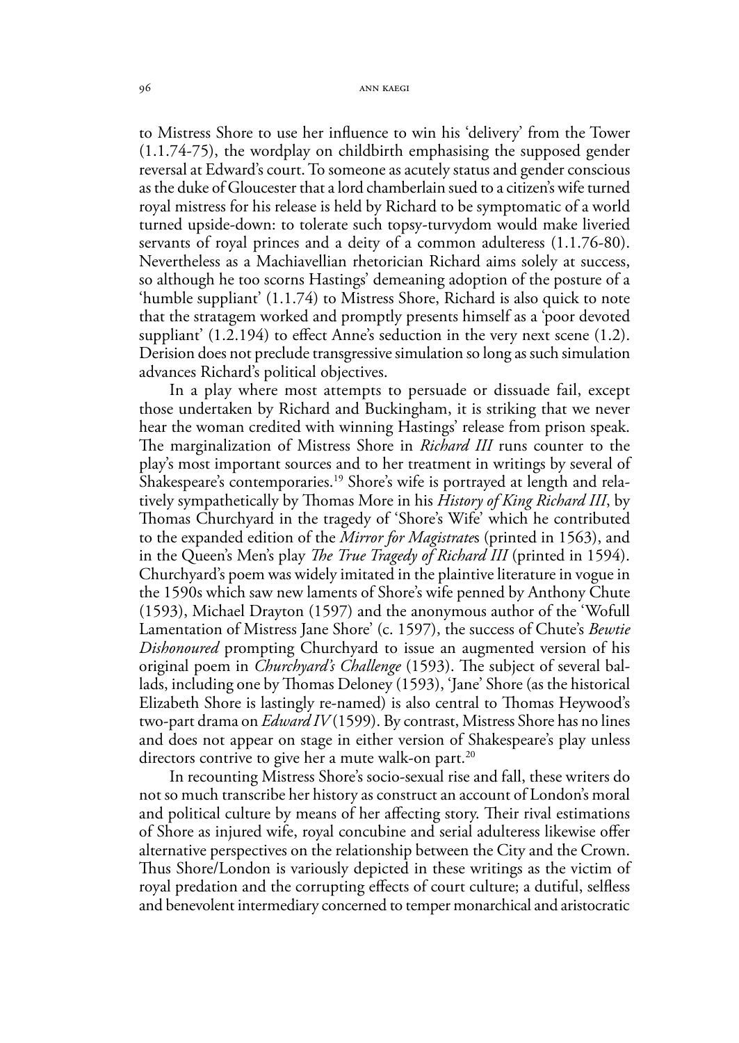to Mistress Shore to use her influence to win his 'delivery' from the Tower (1.1.74-75), the wordplay on childbirth emphasising the supposed gender reversal at Edward's court. To someone as acutely status and gender conscious as the duke of Gloucester that a lord chamberlain sued to a citizen's wife turned royal mistress for his release is held by Richard to be symptomatic of a world turned upside-down: to tolerate such topsy-turvydom would make liveried servants of royal princes and a deity of a common adulteress (1.1.76-80). Nevertheless as a Machiavellian rhetorician Richard aims solely at success, so although he too scorns Hastings' demeaning adoption of the posture of a 'humble suppliant' (1.1.74) to Mistress Shore, Richard is also quick to note that the stratagem worked and promptly presents himself as a 'poor devoted suppliant' (1.2.194) to effect Anne's seduction in the very next scene (1.2). Derision does not preclude transgressive simulation so long as such simulation advances Richard's political objectives.

In a play where most attempts to persuade or dissuade fail, except those undertaken by Richard and Buckingham, it is striking that we never hear the woman credited with winning Hastings' release from prison speak. The marginalization of Mistress Shore in *Richard III* runs counter to the play's most important sources and to her treatment in writings by several of Shakespeare's contemporaries.[19] Shore's wife is portrayed at length and relatively sympathetically by Thomas More in his *History of King Richard III*, by Thomas Churchyard in the tragedy of 'Shore's Wife' which he contributed to the expanded edition of the *Mirror for Magistrate*s (printed in 1563), and in the Queen's Men's play *The True Tragedy of Richard III* (printed in 1594). Churchyard's poem was widely imitated in the plaintive literature in vogue in the 1590s which saw new laments of Shore's wife penned by Anthony Chute (1593), Michael Drayton (1597) and the anonymous author of the 'Wofull Lamentation of Mistress Jane Shore' (c. 1597), the success of Chute's *Bewtie Dishonoured* prompting Churchyard to issue an augmented version of his original poem in *Churchyard's Challenge* (1593). The subject of several ballads, including one by Thomas Deloney (1593), 'Jane' Shore (as the historical Elizabeth Shore is lastingly re-named) is also central to Thomas Heywood's two-part drama on *Edward IV* (1599). By contrast, Mistress Shore has no lines and does not appear on stage in either version of Shakespeare's play unless directors contrive to give her a mute walk-on part.[20]

In recounting Mistress Shore's socio-sexual rise and fall, these writers do not so much transcribe her history as construct an account of London's moral and political culture by means of her affecting story. Their rival estimations of Shore as injured wife, royal concubine and serial adulteress likewise offer alternative perspectives on the relationship between the City and the Crown. Thus Shore/London is variously depicted in these writings as the victim of royal predation and the corrupting effects of court culture; a dutiful, selfless and benevolent intermediary concerned to temper monarchical and aristocratic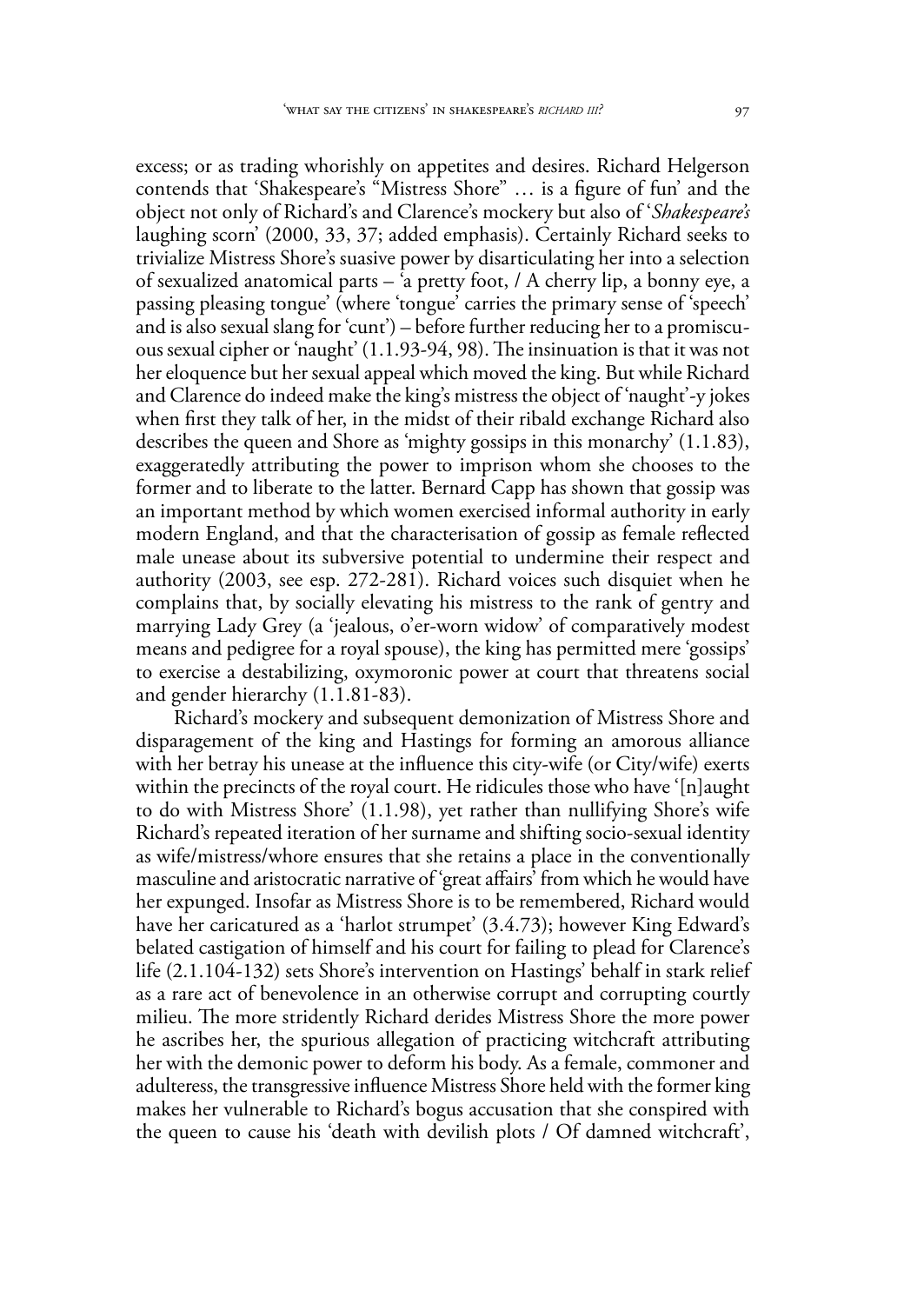excess; or as trading whorishly on appetites and desires. Richard Helgerson contends that 'Shakespeare's "Mistress Shore" … is a figure of fun' and the object not only of Richard's and Clarence's mockery but also of '*Shakespeare's* laughing scorn' (2000, 33, 37; added emphasis). Certainly Richard seeks to trivialize Mistress Shore's suasive power by disarticulating her into a selection of sexualized anatomical parts – 'a pretty foot, / A cherry lip, a bonny eye, a passing pleasing tongue' (where 'tongue' carries the primary sense of 'speech' and is also sexual slang for 'cunt') – before further reducing her to a promiscuous sexual cipher or 'naught' (1.1.93-94, 98). The insinuation is that it was not her eloquence but her sexual appeal which moved the king. But while Richard and Clarence do indeed make the king's mistress the object of 'naught'-y jokes when first they talk of her, in the midst of their ribald exchange Richard also describes the queen and Shore as 'mighty gossips in this monarchy' (1.1.83), exaggeratedly attributing the power to imprison whom she chooses to the former and to liberate to the latter. Bernard Capp has shown that gossip was an important method by which women exercised informal authority in early modern England, and that the characterisation of gossip as female reflected male unease about its subversive potential to undermine their respect and authority (2003, see esp. 272-281). Richard voices such disquiet when he complains that, by socially elevating his mistress to the rank of gentry and marrying Lady Grey (a 'jealous, o'er-worn widow' of comparatively modest means and pedigree for a royal spouse), the king has permitted mere 'gossips' to exercise a destabilizing, oxymoronic power at court that threatens social and gender hierarchy (1.1.81-83).

Richard's mockery and subsequent demonization of Mistress Shore and disparagement of the king and Hastings for forming an amorous alliance with her betray his unease at the influence this city-wife (or City/wife) exerts within the precincts of the royal court. He ridicules those who have '[n]aught to do with Mistress Shore' (1.1.98), yet rather than nullifying Shore's wife Richard's repeated iteration of her surname and shifting socio-sexual identity as wife/mistress/whore ensures that she retains a place in the conventionally masculine and aristocratic narrative of 'great affairs' from which he would have her expunged. Insofar as Mistress Shore is to be remembered, Richard would have her caricatured as a 'harlot strumpet' (3.4.73); however King Edward's belated castigation of himself and his court for failing to plead for Clarence's life (2.1.104-132) sets Shore's intervention on Hastings' behalf in stark relief as a rare act of benevolence in an otherwise corrupt and corrupting courtly milieu. The more stridently Richard derides Mistress Shore the more power he ascribes her, the spurious allegation of practicing witchcraft attributing her with the demonic power to deform his body. As a female, commoner and adulteress, the transgressive influence Mistress Shore held with the former king makes her vulnerable to Richard's bogus accusation that she conspired with the queen to cause his 'death with devilish plots / Of damned witchcraft',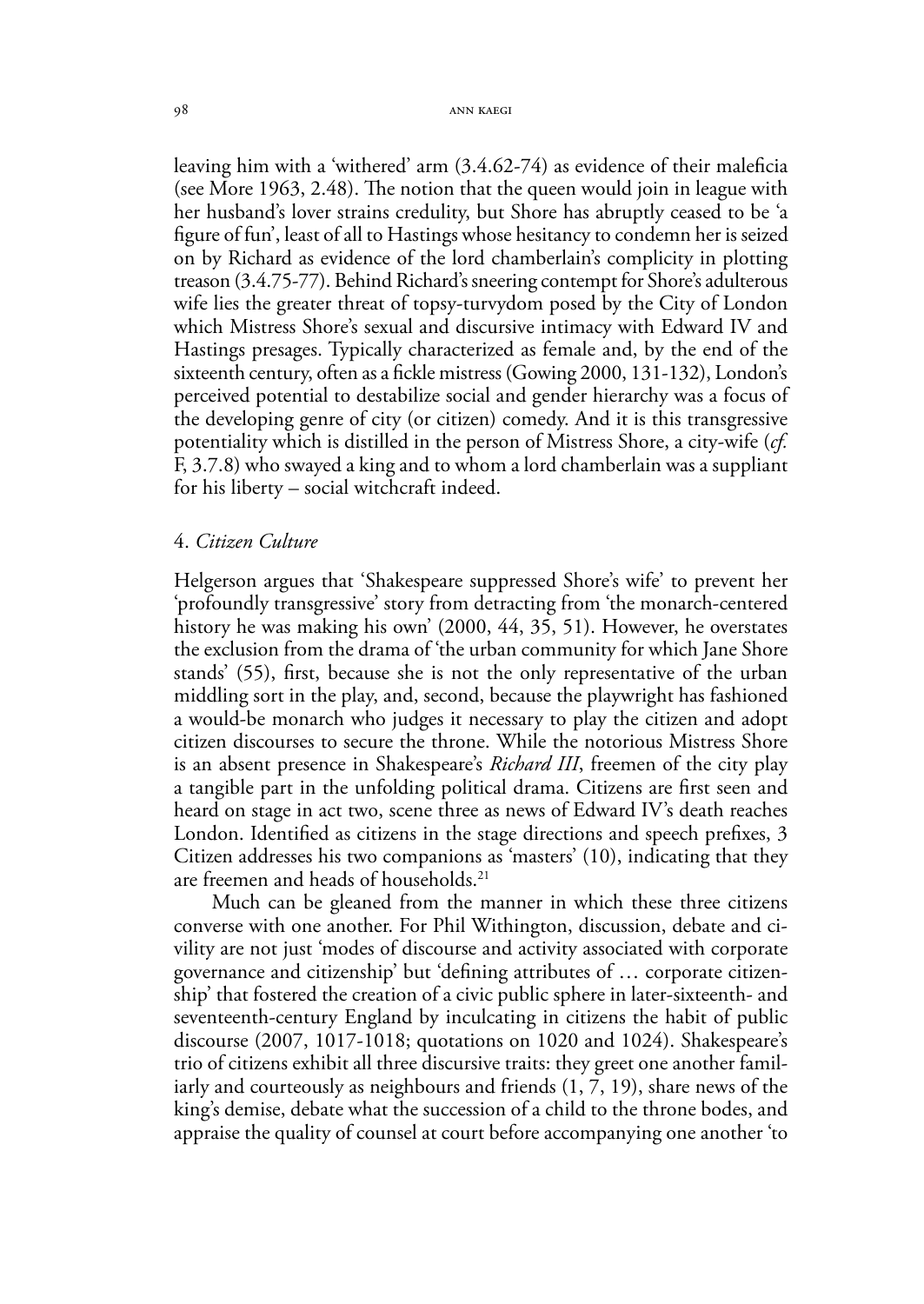leaving him with a 'withered' arm (3.4.62-74) as evidence of their maleficia (see More 1963, 2.48). The notion that the queen would join in league with her husband's lover strains credulity, but Shore has abruptly ceased to be 'a figure of fun', least of all to Hastings whose hesitancy to condemn her is seized on by Richard as evidence of the lord chamberlain's complicity in plotting treason (3.4.75-77). Behind Richard's sneering contempt for Shore's adulterous wife lies the greater threat of topsy-turvydom posed by the City of London which Mistress Shore's sexual and discursive intimacy with Edward IV and Hastings presages. Typically characterized as female and, by the end of the sixteenth century, often as a fickle mistress (Gowing 2000, 131-132), London's perceived potential to destabilize social and gender hierarchy was a focus of the developing genre of city (or citizen) comedy. And it is this transgressive potentiality which is distilled in the person of Mistress Shore, a city-wife (*cf.* F, 3.7.8) who swayed a king and to whom a lord chamberlain was a suppliant for his liberty – social witchcraft indeed.

## 4. *Citizen Culture*

Helgerson argues that 'Shakespeare suppressed Shore's wife' to prevent her 'profoundly transgressive' story from detracting from 'the monarch-centered history he was making his own' (2000, 44, 35, 51). However, he overstates the exclusion from the drama of 'the urban community for which Jane Shore stands' (55), first, because she is not the only representative of the urban middling sort in the play, and, second, because the playwright has fashioned a would-be monarch who judges it necessary to play the citizen and adopt citizen discourses to secure the throne. While the notorious Mistress Shore is an absent presence in Shakespeare's *Richard III*, freemen of the city play a tangible part in the unfolding political drama. Citizens are first seen and heard on stage in act two, scene three as news of Edward IV's death reaches London. Identified as citizens in the stage directions and speech prefixes, 3 Citizen addresses his two companions as 'masters' (10), indicating that they are freemen and heads of households.[21]

Much can be gleaned from the manner in which these three citizens converse with one another. For Phil Withington, discussion, debate and civility are not just 'modes of discourse and activity associated with corporate governance and citizenship' but 'defining attributes of … corporate citizenship' that fostered the creation of a civic public sphere in later-sixteenth- and seventeenth-century England by inculcating in citizens the habit of public discourse (2007, 1017-1018; quotations on 1020 and 1024). Shakespeare's trio of citizens exhibit all three discursive traits: they greet one another familiarly and courteously as neighbours and friends (1, 7, 19), share news of the king's demise, debate what the succession of a child to the throne bodes, and appraise the quality of counsel at court before accompanying one another 'to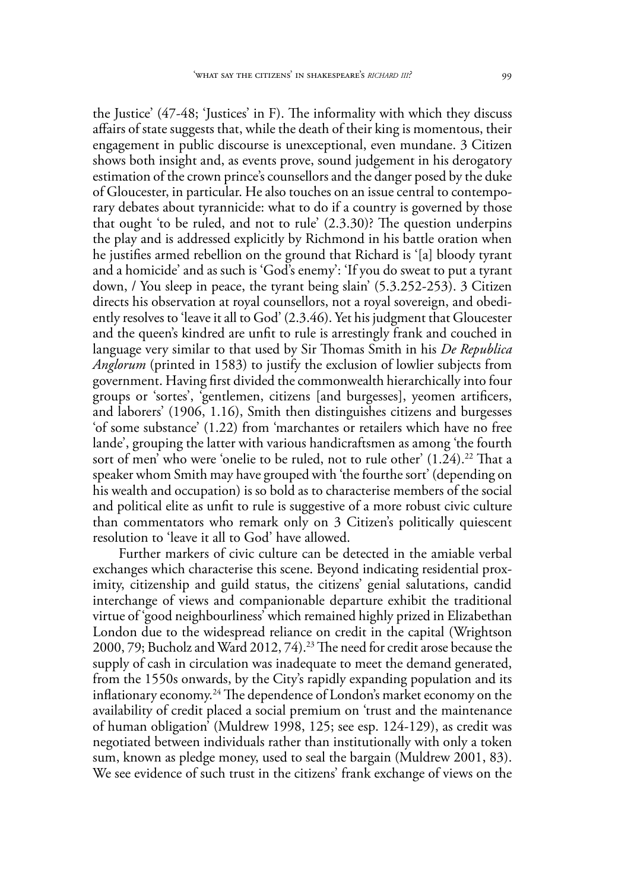the Justice' (47-48; 'Justices' in F). The informality with which they discuss affairs of state suggests that, while the death of their king is momentous, their engagement in public discourse is unexceptional, even mundane. 3 Citizen shows both insight and, as events prove, sound judgement in his derogatory estimation of the crown prince's counsellors and the danger posed by the duke of Gloucester, in particular. He also touches on an issue central to contemporary debates about tyrannicide: what to do if a country is governed by those that ought 'to be ruled, and not to rule' (2.3.30)? The question underpins the play and is addressed explicitly by Richmond in his battle oration when he justifies armed rebellion on the ground that Richard is '[a] bloody tyrant and a homicide' and as such is 'God's enemy': 'If you do sweat to put a tyrant down, / You sleep in peace, the tyrant being slain' (5.3.252-253). 3 Citizen directs his observation at royal counsellors, not a royal sovereign, and obediently resolves to 'leave it all to God' (2.3.46). Yet his judgment that Gloucester and the queen's kindred are unfit to rule is arrestingly frank and couched in language very similar to that used by Sir Thomas Smith in his *De Republica Anglorum* (printed in 1583) to justify the exclusion of lowlier subjects from government. Having first divided the commonwealth hierarchically into four groups or 'sortes', 'gentlemen, citizens [and burgesses], yeomen artificers, and laborers' (1906, 1.16), Smith then distinguishes citizens and burgesses 'of some substance' (1.22) from 'marchantes or retailers which have no free lande', grouping the latter with various handicraftsmen as among 'the fourth sort of men' who were 'onelie to be ruled, not to rule other' (1.24).[22] That a speaker whom Smith may have grouped with 'the fourthe sort' (depending on his wealth and occupation) is so bold as to characterise members of the social and political elite as unfit to rule is suggestive of a more robust civic culture than commentators who remark only on 3 Citizen's politically quiescent resolution to 'leave it all to God' have allowed.

Further markers of civic culture can be detected in the amiable verbal exchanges which characterise this scene. Beyond indicating residential proximity, citizenship and guild status, the citizens' genial salutations, candid interchange of views and companionable departure exhibit the traditional virtue of 'good neighbourliness' which remained highly prized in Elizabethan London due to the widespread reliance on credit in the capital (Wrightson 2000, 79; Bucholz and Ward 2012, 74).[23] The need for credit arose because the supply of cash in circulation was inadequate to meet the demand generated, from the 1550s onwards, by the City's rapidly expanding population and its inflationary economy.[24] The dependence of London's market economy on the availability of credit placed a social premium on 'trust and the maintenance of human obligation' (Muldrew 1998, 125; see esp. 124-129), as credit was negotiated between individuals rather than institutionally with only a token sum, known as pledge money, used to seal the bargain (Muldrew 2001, 83). We see evidence of such trust in the citizens' frank exchange of views on the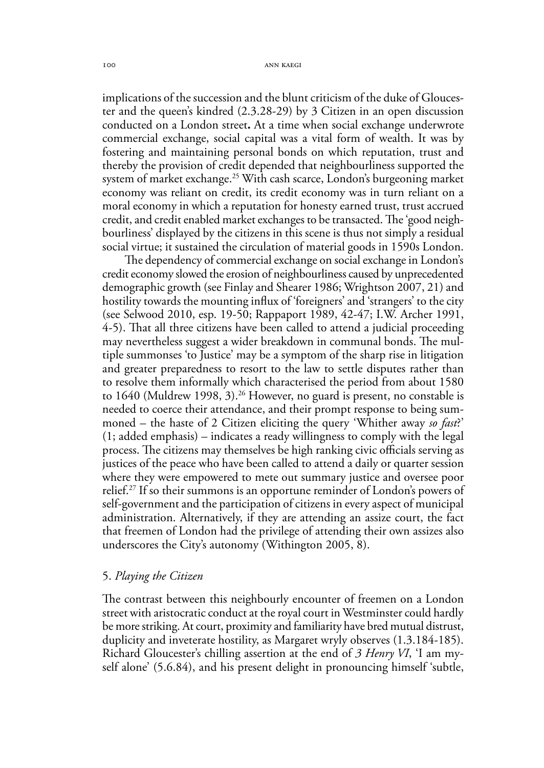implications of the succession and the blunt criticism of the duke of Gloucester and the queen's kindred (2.3.28-29) by 3 Citizen in an open discussion conducted on a London street**.** At a time when social exchange underwrote commercial exchange, social capital was a vital form of wealth. It was by fostering and maintaining personal bonds on which reputation, trust and thereby the provision of credit depended that neighbourliness supported the system of market exchange.[25] With cash scarce, London's burgeoning market economy was reliant on credit, its credit economy was in turn reliant on a moral economy in which a reputation for honesty earned trust, trust accrued credit, and credit enabled market exchanges to be transacted. The 'good neighbourliness' displayed by the citizens in this scene is thus not simply a residual social virtue; it sustained the circulation of material goods in 1590s London.

The dependency of commercial exchange on social exchange in London's credit economy slowed the erosion of neighbourliness caused by unprecedented demographic growth (see Finlay and Shearer 1986; Wrightson 2007, 21) and hostility towards the mounting influx of 'foreigners' and 'strangers' to the city (see Selwood 2010, esp. 19-50; Rappaport 1989, 42-47; I.W. Archer 1991, 4-5). That all three citizens have been called to attend a judicial proceeding may nevertheless suggest a wider breakdown in communal bonds. The multiple summonses 'to Justice' may be a symptom of the sharp rise in litigation and greater preparedness to resort to the law to settle disputes rather than to resolve them informally which characterised the period from about 1580 to 1640 (Muldrew 1998, 3).[26] However, no guard is present, no constable is needed to coerce their attendance, and their prompt response to being summoned – the haste of 2 Citizen eliciting the query 'Whither away *so fast*?' (1; added emphasis) – indicates a ready willingness to comply with the legal process. The citizens may themselves be high ranking civic officials serving as justices of the peace who have been called to attend a daily or quarter session where they were empowered to mete out summary justice and oversee poor relief.[27] If so their summons is an opportune reminder of London's powers of self-government and the participation of citizens in every aspect of municipal administration. Alternatively, if they are attending an assize court, the fact that freemen of London had the privilege of attending their own assizes also underscores the City's autonomy (Withington 2005, 8).

## 5. *Playing the Citizen*

The contrast between this neighbourly encounter of freemen on a London street with aristocratic conduct at the royal court in Westminster could hardly be more striking. At court, proximity and familiarity have bred mutual distrust, duplicity and inveterate hostility, as Margaret wryly observes (1.3.184-185). Richard Gloucester's chilling assertion at the end of *3 Henry VI*, 'I am myself alone' (5.6.84), and his present delight in pronouncing himself 'subtle,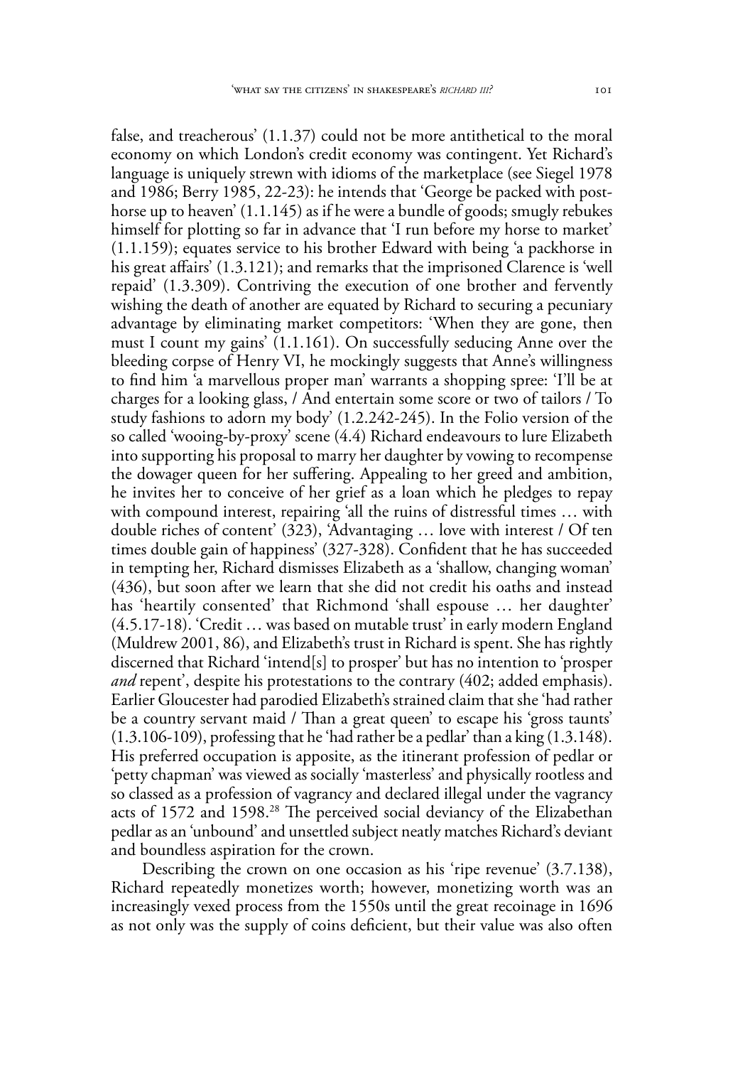false, and treacherous' (1.1.37) could not be more antithetical to the moral economy on which London's credit economy was contingent. Yet Richard's language is uniquely strewn with idioms of the marketplace (see Siegel 1978 and 1986; Berry 1985, 22-23): he intends that 'George be packed with post-horse up to heaven' (1.1.145) as if he were a bundle of goods; smugly rebukes himself for plotting so far in advance that 'I run before my horse to market' (1.1.159); equates service to his brother Edward with being 'a packhorse in his great affairs' (1.3.121); and remarks that the imprisoned Clarence is 'well repaid' (1.3.309). Contriving the execution of one brother and fervently wishing the death of another are equated by Richard to securing a pecuniary advantage by eliminating market competitors: 'When they are gone, then must I count my gains' (1.1.161). On successfully seducing Anne over the bleeding corpse of Henry VI, he mockingly suggests that Anne's willingness to find him 'a marvellous proper man' warrants a shopping spree: 'I'll be at charges for a looking glass, / And entertain some score or two of tailors / To study fashions to adorn my body' (1.2.242-245). In the Folio version of the so called 'wooing-by-proxy' scene (4.4) Richard endeavours to lure Elizabeth into supporting his proposal to marry her daughter by vowing to recompense the dowager queen for her suffering. Appealing to her greed and ambition, he invites her to conceive of her grief as a loan which he pledges to repay with compound interest, repairing 'all the ruins of distressful times … with double riches of content' (323), 'Advantaging … love with interest / Of ten times double gain of happiness' (327-328). Confident that he has succeeded in tempting her, Richard dismisses Elizabeth as a 'shallow, changing woman' (436), but soon after we learn that she did not credit his oaths and instead has 'heartily consented' that Richmond 'shall espouse … her daughter' (4.5.17-18). 'Credit … was based on mutable trust' in early modern England (Muldrew 2001, 86), and Elizabeth's trust in Richard is spent. She has rightly discerned that Richard 'intend[s] to prosper' but has no intention to 'prosper *and* repent', despite his protestations to the contrary (402; added emphasis). Earlier Gloucester had parodied Elizabeth's strained claim that she 'had rather be a country servant maid / Than a great queen' to escape his 'gross taunts' (1.3.106-109), professing that he 'had rather be a pedlar' than a king (1.3.148). His preferred occupation is apposite, as the itinerant profession of pedlar or 'petty chapman' was viewed as socially 'masterless' and physically rootless and so classed as a profession of vagrancy and declared illegal under the vagrancy acts of 1572 and 1598.[28] The perceived social deviancy of the Elizabethan pedlar as an 'unbound' and unsettled subject neatly matches Richard's deviant and boundless aspiration for the crown.

Describing the crown on one occasion as his 'ripe revenue' (3.7.138), Richard repeatedly monetizes worth; however, monetizing worth was an increasingly vexed process from the 1550s until the great recoinage in 1696 as not only was the supply of coins deficient, but their value was also often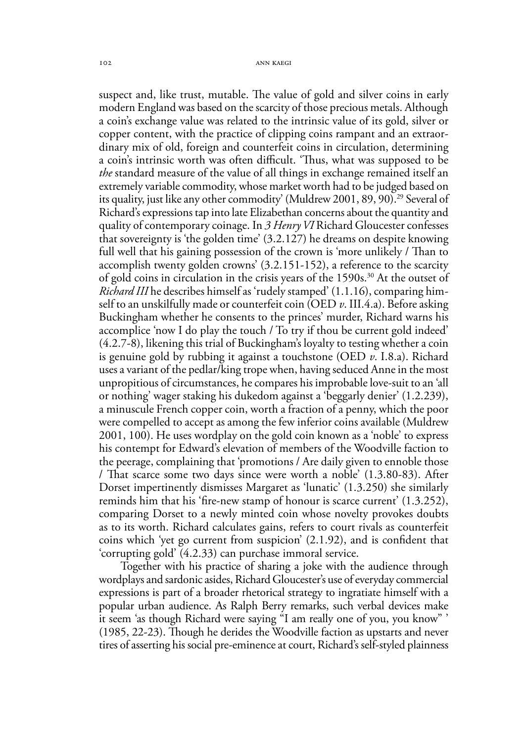suspect and, like trust, mutable. The value of gold and silver coins in early modern England was based on the scarcity of those precious metals. Although a coin's exchange value was related to the intrinsic value of its gold, silver or copper content, with the practice of clipping coins rampant and an extraordinary mix of old, foreign and counterfeit coins in circulation, determining a coin's intrinsic worth was often difficult. 'Thus, what was supposed to be *the* standard measure of the value of all things in exchange remained itself an extremely variable commodity, whose market worth had to be judged based on its quality, just like any other commodity' (Muldrew 2001, 89, 90).[29] Several of Richard's expressions tap into late Elizabethan concerns about the quantity and quality of contemporary coinage. In *3 Henry VI* Richard Gloucester confesses that sovereignty is 'the golden time' (3.2.127) he dreams on despite knowing full well that his gaining possession of the crown is 'more unlikely / Than to accomplish twenty golden crowns' (3.2.151-152), a reference to the scarcity of gold coins in circulation in the crisis years of the 1590s.[30] At the outset of *Richard III* he describes himself as 'rudely stamped' (1.1.16), comparing himself to an unskilfully made or counterfeit coin (OED *v*. III.4.a). Before asking Buckingham whether he consents to the princes' murder, Richard warns his accomplice 'now I do play the touch / To try if thou be current gold indeed' (4.2.7-8), likening this trial of Buckingham's loyalty to testing whether a coin is genuine gold by rubbing it against a touchstone (OED *v*. I.8.a). Richard uses a variant of the pedlar/king trope when, having seduced Anne in the most unpropitious of circumstances, he compares his improbable love-suit to an 'all or nothing' wager staking his dukedom against a 'beggarly denier' (1.2.239), a minuscule French copper coin, worth a fraction of a penny, which the poor were compelled to accept as among the few inferior coins available (Muldrew 2001, 100). He uses wordplay on the gold coin known as a 'noble' to express his contempt for Edward's elevation of members of the Woodville faction to the peerage, complaining that 'promotions / Are daily given to ennoble those / That scarce some two days since were worth a noble' (1.3.80-83). After Dorset impertinently dismisses Margaret as 'lunatic' (1.3.250) she similarly reminds him that his 'fire-new stamp of honour is scarce current' (1.3.252), comparing Dorset to a newly minted coin whose novelty provokes doubts as to its worth. Richard calculates gains, refers to court rivals as counterfeit coins which 'yet go current from suspicion' (2.1.92), and is confident that 'corrupting gold' (4.2.33) can purchase immoral service.

Together with his practice of sharing a joke with the audience through wordplays and sardonic asides, Richard Gloucester's use of everyday commercial expressions is part of a broader rhetorical strategy to ingratiate himself with a popular urban audience. As Ralph Berry remarks, such verbal devices make it seem 'as though Richard were saying "I am really one of you, you know" ' (1985, 22-23). Though he derides the Woodville faction as upstarts and never tires of asserting his social pre-eminence at court, Richard's self-styled plainness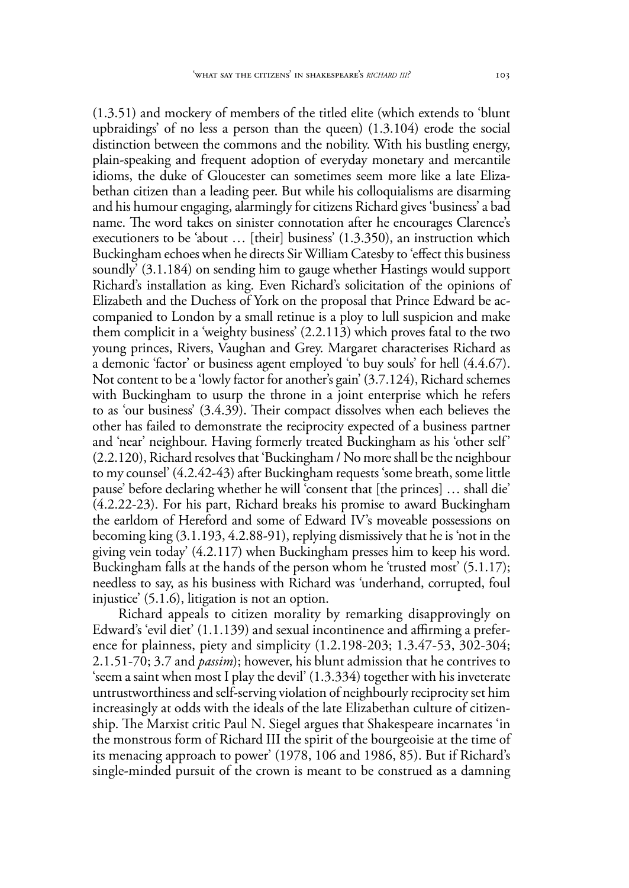(1.3.51) and mockery of members of the titled elite (which extends to 'blunt upbraidings' of no less a person than the queen) (1.3.104) erode the social distinction between the commons and the nobility. With his bustling energy, plain-speaking and frequent adoption of everyday monetary and mercantile idioms, the duke of Gloucester can sometimes seem more like a late Elizabethan citizen than a leading peer. But while his colloquialisms are disarming and his humour engaging, alarmingly for citizens Richard gives 'business' a bad name. The word takes on sinister connotation after he encourages Clarence's executioners to be 'about … [their] business' (1.3.350), an instruction which Buckingham echoes when he directs Sir William Catesby to 'effect this business soundly' (3.1.184) on sending him to gauge whether Hastings would support Richard's installation as king. Even Richard's solicitation of the opinions of Elizabeth and the Duchess of York on the proposal that Prince Edward be accompanied to London by a small retinue is a ploy to lull suspicion and make them complicit in a 'weighty business' (2.2.113) which proves fatal to the two young princes, Rivers, Vaughan and Grey. Margaret characterises Richard as a demonic 'factor' or business agent employed 'to buy souls' for hell (4.4.67). Not content to be a 'lowly factor for another's gain' (3.7.124), Richard schemes with Buckingham to usurp the throne in a joint enterprise which he refers to as 'our business' (3.4.39). Their compact dissolves when each believes the other has failed to demonstrate the reciprocity expected of a business partner and 'near' neighbour. Having formerly treated Buckingham as his 'other self' (2.2.120), Richard resolves that 'Buckingham / No more shall be the neighbour to my counsel' (4.2.42-43) after Buckingham requests 'some breath, some little pause' before declaring whether he will 'consent that [the princes] … shall die' (4.2.22-23). For his part, Richard breaks his promise to award Buckingham the earldom of Hereford and some of Edward IV's moveable possessions on becoming king (3.1.193, 4.2.88-91), replying dismissively that he is 'not in the giving vein today' (4.2.117) when Buckingham presses him to keep his word. Buckingham falls at the hands of the person whom he 'trusted most' (5.1.17); needless to say, as his business with Richard was 'underhand, corrupted, foul injustice' (5.1.6), litigation is not an option.

Richard appeals to citizen morality by remarking disapprovingly on Edward's 'evil diet' (1.1.139) and sexual incontinence and affirming a preference for plainness, piety and simplicity (1.2.198-203; 1.3.47-53, 302-304; 2.1.51-70; 3.7 and *passim*); however, his blunt admission that he contrives to 'seem a saint when most I play the devil' (1.3.334) together with his inveterate untrustworthiness and self-serving violation of neighbourly reciprocity set him increasingly at odds with the ideals of the late Elizabethan culture of citizenship. The Marxist critic Paul N. Siegel argues that Shakespeare incarnates 'in the monstrous form of Richard III the spirit of the bourgeoisie at the time of its menacing approach to power' (1978, 106 and 1986, 85). But if Richard's single-minded pursuit of the crown is meant to be construed as a damning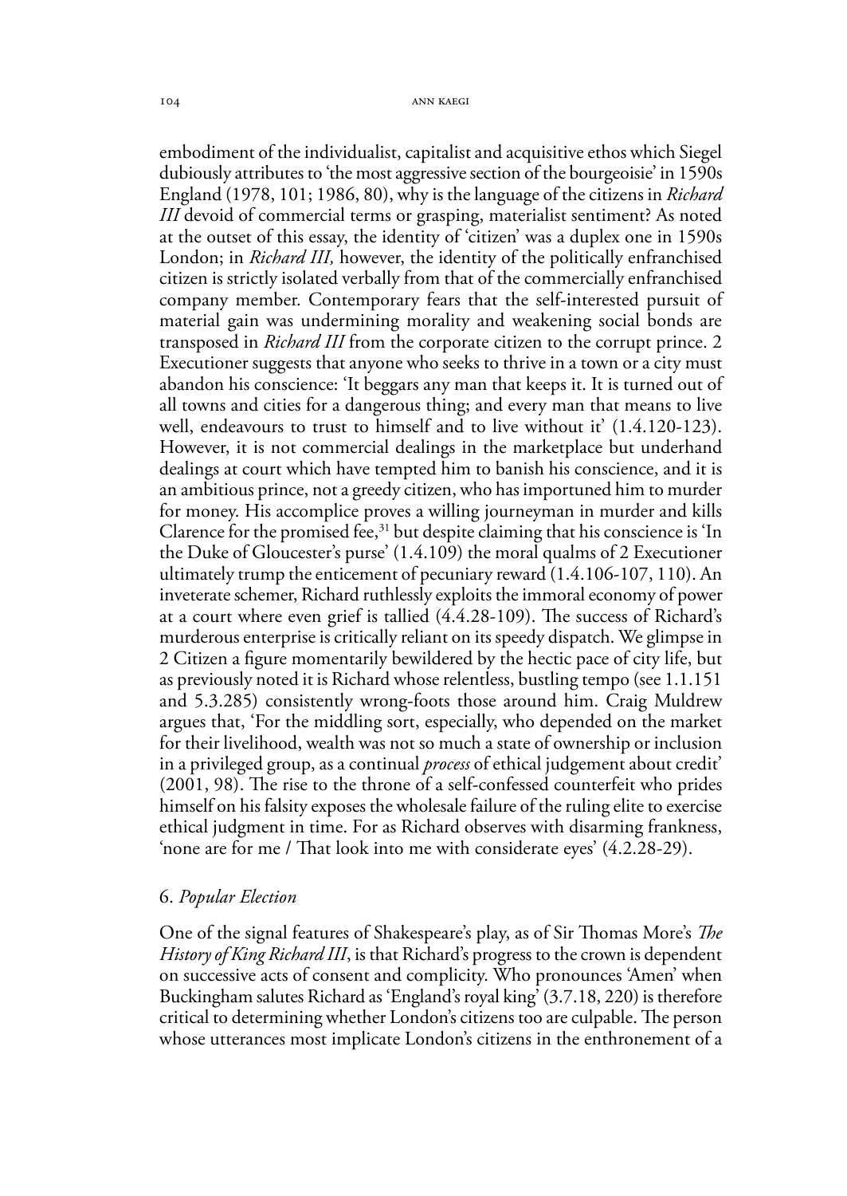embodiment of the individualist, capitalist and acquisitive ethos which Siegel dubiously attributes to 'the most aggressive section of the bourgeoisie' in 1590s England (1978, 101; 1986, 80), why is the language of the citizens in *Richard III* devoid of commercial terms or grasping, materialist sentiment? As noted at the outset of this essay, the identity of 'citizen' was a duplex one in 1590s London; in *Richard III,* however, the identity of the politically enfranchised citizen is strictly isolated verbally from that of the commercially enfranchised company member. Contemporary fears that the self-interested pursuit of material gain was undermining morality and weakening social bonds are transposed in *Richard III* from the corporate citizen to the corrupt prince. 2 Executioner suggests that anyone who seeks to thrive in a town or a city must abandon his conscience: 'It beggars any man that keeps it. It is turned out of all towns and cities for a dangerous thing; and every man that means to live well, endeavours to trust to himself and to live without it' (1.4.120-123). However, it is not commercial dealings in the marketplace but underhand dealings at court which have tempted him to banish his conscience, and it is an ambitious prince, not a greedy citizen, who has importuned him to murder for money. His accomplice proves a willing journeyman in murder and kills Clarence for the promised fee,[31] but despite claiming that his conscience is 'In the Duke of Gloucester's purse' (1.4.109) the moral qualms of 2 Executioner ultimately trump the enticement of pecuniary reward (1.4.106-107, 110). An inveterate schemer, Richard ruthlessly exploits the immoral economy of power at a court where even grief is tallied (4.4.28-109). The success of Richard's murderous enterprise is critically reliant on its speedy dispatch. We glimpse in 2 Citizen a figure momentarily bewildered by the hectic pace of city life, but as previously noted it is Richard whose relentless, bustling tempo (see 1.1.151 and 5.3.285) consistently wrong-foots those around him. Craig Muldrew argues that, 'For the middling sort, especially, who depended on the market for their livelihood, wealth was not so much a state of ownership or inclusion in a privileged group, as a continual *process* of ethical judgement about credit' (2001, 98). The rise to the throne of a self-confessed counterfeit who prides himself on his falsity exposes the wholesale failure of the ruling elite to exercise ethical judgment in time. For as Richard observes with disarming frankness, 'none are for me / That look into me with considerate eyes' (4.2.28-29).

## 6. *Popular Election*

One of the signal features of Shakespeare's play, as of Sir Thomas More's *The History of King Richard III*, is that Richard's progress to the crown is dependent on successive acts of consent and complicity. Who pronounces 'Amen' when Buckingham salutes Richard as 'England's royal king' (3.7.18, 220) is therefore critical to determining whether London's citizens too are culpable. The person whose utterances most implicate London's citizens in the enthronement of a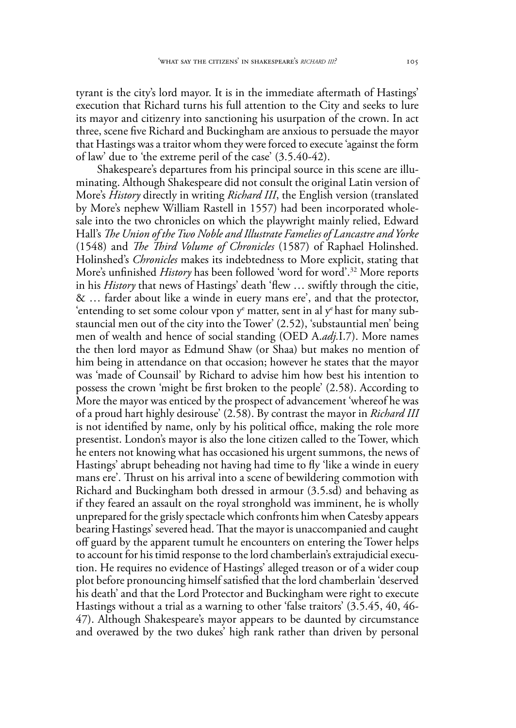tyrant is the city's lord mayor. It is in the immediate aftermath of Hastings' execution that Richard turns his full attention to the City and seeks to lure its mayor and citizenry into sanctioning his usurpation of the crown. In act three, scene five Richard and Buckingham are anxious to persuade the mayor that Hastings was a traitor whom they were forced to execute 'against the form of law' due to 'the extreme peril of the case' (3.5.40-42).

Shakespeare's departures from his principal source in this scene are illuminating. Although Shakespeare did not consult the original Latin version of More's *History* directly in writing *Richard III*, the English version (translated by More's nephew William Rastell in 1557) had been incorporated wholesale into the two chronicles on which the playwright mainly relied, Edward Hall's *The Union of the Two Noble and Illustrate Famelies of Lancastre and Yorke* (1548) and *The Third Volume of Chronicles* (1587) of Raphael Holinshed. Holinshed's *Chronicles* makes its indebtedness to More explicit, stating that More's unfinished *History* has been followed 'word for word'.[32] More reports in his *History* that news of Hastings' death 'flew … swiftly through the citie, & … farder about like a winde in euery mans ere', and that the protector, 'entending to set some colour vpon y^e^ matter, sent in al y^e^ hast for many substauncial men out of the city into the Tower' (2.52), 'substauntial men' being men of wealth and hence of social standing (OED A.*adj.*I.7). More names the then lord mayor as Edmund Shaw (or Shaa) but makes no mention of him being in attendance on that occasion; however he states that the mayor was 'made of Counsail' by Richard to advise him how best his intention to possess the crown 'might be first broken to the people' (2.58). According to More the mayor was enticed by the prospect of advancement 'whereof he was of a proud hart highly desirouse' (2.58). By contrast the mayor in *Richard III* is not identified by name, only by his political office, making the role more presentist. London's mayor is also the lone citizen called to the Tower, which he enters not knowing what has occasioned his urgent summons, the news of Hastings' abrupt beheading not having had time to fly 'like a winde in euery mans ere'. Thrust on his arrival into a scene of bewildering commotion with Richard and Buckingham both dressed in armour (3.5.sd) and behaving as if they feared an assault on the royal stronghold was imminent, he is wholly unprepared for the grisly spectacle which confronts him when Catesby appears bearing Hastings' severed head. That the mayor is unaccompanied and caught off guard by the apparent tumult he encounters on entering the Tower helps to account for his timid response to the lord chamberlain's extrajudicial execution. He requires no evidence of Hastings' alleged treason or of a wider coup plot before pronouncing himself satisfied that the lord chamberlain 'deserved his death' and that the Lord Protector and Buckingham were right to execute Hastings without a trial as a warning to other 'false traitors' (3.5.45, 40, 46-47). Although Shakespeare's mayor appears to be daunted by circumstance and overawed by the two dukes' high rank rather than driven by personal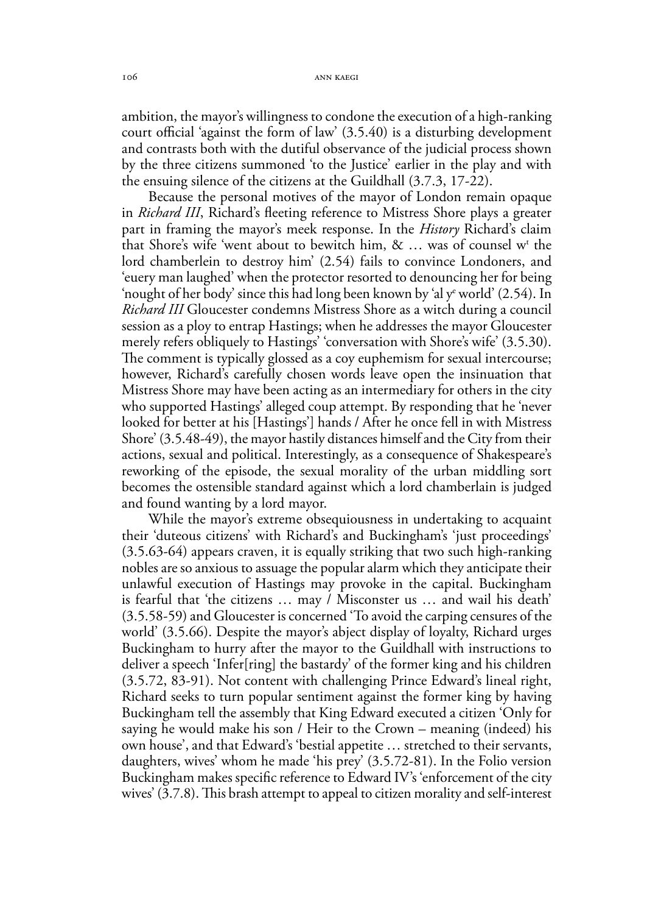ambition, the mayor's willingness to condone the execution of a high-ranking court official 'against the form of law' (3.5.40) is a disturbing development and contrasts both with the dutiful observance of the judicial process shown by the three citizens summoned 'to the Justice' earlier in the play and with the ensuing silence of the citizens at the Guildhall (3.7.3, 17-22).

Because the personal motives of the mayor of London remain opaque in *Richard III*, Richard's fleeting reference to Mistress Shore plays a greater part in framing the mayor's meek response. In the *History* Richard's claim that Shore's wife 'went about to bewitch him, & … was of counsel w[t] the lord chamberlein to destroy him' (2.54) fails to convince Londoners, and 'euery man laughed' when the protector resorted to denouncing her for being 'nought of her body' since this had long been known by 'al y[e] world' (2.54). In *Richard III* Gloucester condemns Mistress Shore as a witch during a council session as a ploy to entrap Hastings; when he addresses the mayor Gloucester merely refers obliquely to Hastings' 'conversation with Shore's wife' (3.5.30). The comment is typically glossed as a coy euphemism for sexual intercourse; however, Richard's carefully chosen words leave open the insinuation that Mistress Shore may have been acting as an intermediary for others in the city who supported Hastings' alleged coup attempt. By responding that he 'never looked for better at his [Hastings'] hands / After he once fell in with Mistress Shore' (3.5.48-49), the mayor hastily distances himself and the City from their actions, sexual and political. Interestingly, as a consequence of Shakespeare's reworking of the episode, the sexual morality of the urban middling sort becomes the ostensible standard against which a lord chamberlain is judged and found wanting by a lord mayor.

While the mayor's extreme obsequiousness in undertaking to acquaint their 'duteous citizens' with Richard's and Buckingham's 'just proceedings' (3.5.63-64) appears craven, it is equally striking that two such high-ranking nobles are so anxious to assuage the popular alarm which they anticipate their unlawful execution of Hastings may provoke in the capital. Buckingham is fearful that 'the citizens … may / Misconster us … and wail his death' (3.5.58-59) and Gloucester is concerned 'To avoid the carping censures of the world' (3.5.66). Despite the mayor's abject display of loyalty, Richard urges Buckingham to hurry after the mayor to the Guildhall with instructions to deliver a speech 'Infer[ring] the bastardy' of the former king and his children (3.5.72, 83-91). Not content with challenging Prince Edward's lineal right, Richard seeks to turn popular sentiment against the former king by having Buckingham tell the assembly that King Edward executed a citizen 'Only for saying he would make his son / Heir to the Crown – meaning (indeed) his own house', and that Edward's 'bestial appetite … stretched to their servants, daughters, wives' whom he made 'his prey' (3.5.72-81). In the Folio version Buckingham makes specific reference to Edward IV's 'enforcement of the city wives' (3.7.8). This brash attempt to appeal to citizen morality and self-interest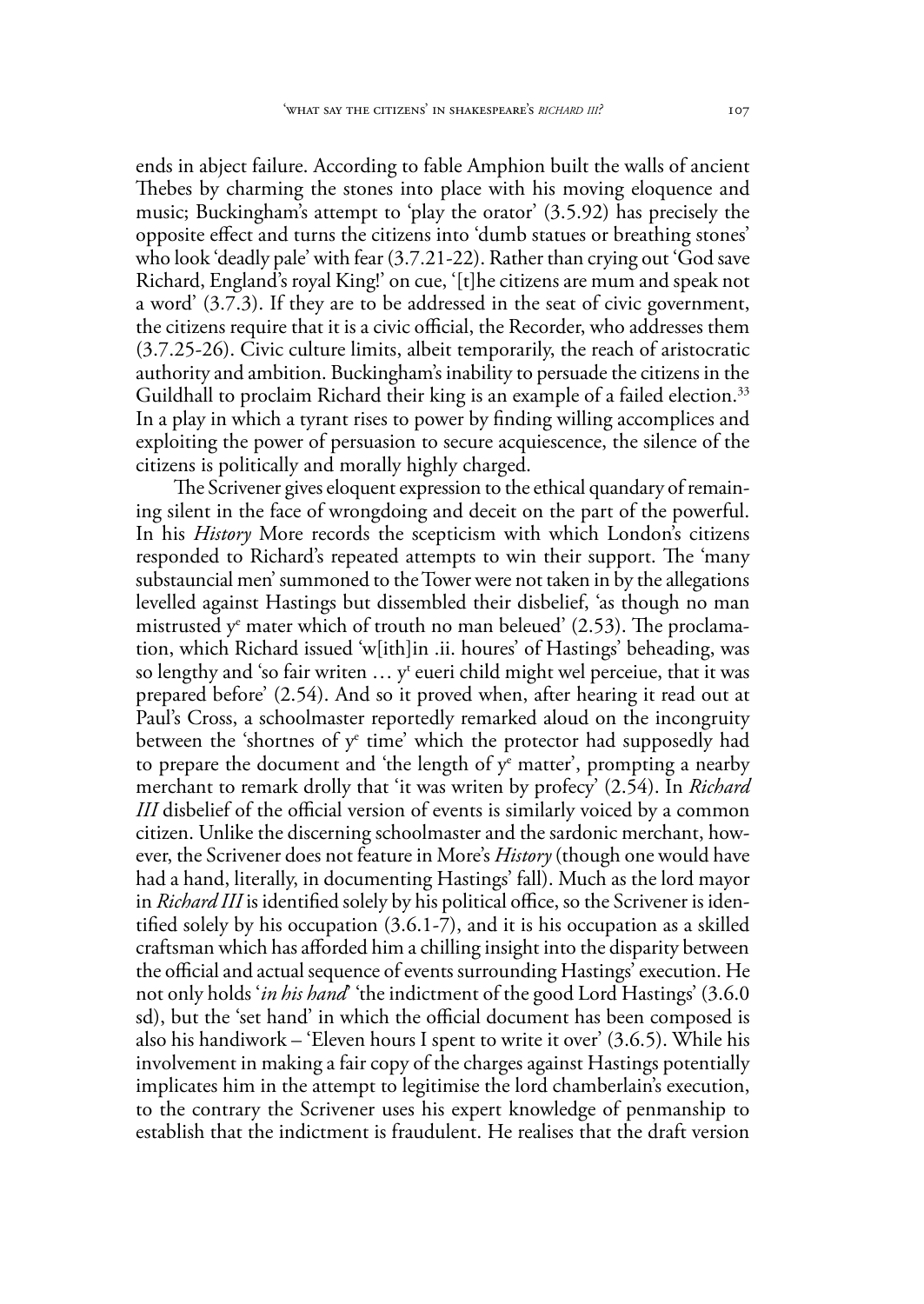ends in abject failure. According to fable Amphion built the walls of ancient Thebes by charming the stones into place with his moving eloquence and music; Buckingham's attempt to 'play the orator' (3.5.92) has precisely the opposite effect and turns the citizens into 'dumb statues or breathing stones' who look 'deadly pale' with fear (3.7.21-22). Rather than crying out 'God save Richard, England's royal King!' on cue, '[t]he citizens are mum and speak not a word' (3.7.3). If they are to be addressed in the seat of civic government, the citizens require that it is a civic official, the Recorder, who addresses them (3.7.25-26). Civic culture limits, albeit temporarily, the reach of aristocratic authority and ambition. Buckingham's inability to persuade the citizens in the Guildhall to proclaim Richard their king is an example of a failed election.[33] In a play in which a tyrant rises to power by finding willing accomplices and exploiting the power of persuasion to secure acquiescence, the silence of the citizens is politically and morally highly charged.

The Scrivener gives eloquent expression to the ethical quandary of remaining silent in the face of wrongdoing and deceit on the part of the powerful. In his *History* More records the scepticism with which London's citizens responded to Richard's repeated attempts to win their support. The 'many substauncial men' summoned to the Tower were not taken in by the allegations levelled against Hastings but dissembled their disbelief, 'as though no man mistrusted y^e^ mater which of trouth no man beleued' (2.53). The proclamation, which Richard issued 'w[ith]in .ii. houres' of Hastings' beheading, was so lengthy and 'so fair writen … y^t^ eueri child might wel perceiue, that it was prepared before' (2.54). And so it proved when, after hearing it read out at Paul's Cross, a schoolmaster reportedly remarked aloud on the incongruity between the 'shortnes of y^e^ time' which the protector had supposedly had to prepare the document and 'the length of y^e^ matter', prompting a nearby merchant to remark drolly that 'it was writen by profecy' (2.54). In *Richard III* disbelief of the official version of events is similarly voiced by a common citizen. Unlike the discerning schoolmaster and the sardonic merchant, however, the Scrivener does not feature in More's *History* (though one would have had a hand, literally, in documenting Hastings' fall). Much as the lord mayor in *Richard III* is identified solely by his political office, so the Scrivener is identified solely by his occupation (3.6.1-7), and it is his occupation as a skilled craftsman which has afforded him a chilling insight into the disparity between the official and actual sequence of events surrounding Hastings' execution. He not only holds '*in his hand*' 'the indictment of the good Lord Hastings' (3.6.0 sd), but the 'set hand' in which the official document has been composed is also his handiwork – 'Eleven hours I spent to write it over' (3.6.5). While his involvement in making a fair copy of the charges against Hastings potentially implicates him in the attempt to legitimise the lord chamberlain's execution, to the contrary the Scrivener uses his expert knowledge of penmanship to establish that the indictment is fraudulent. He realises that the draft version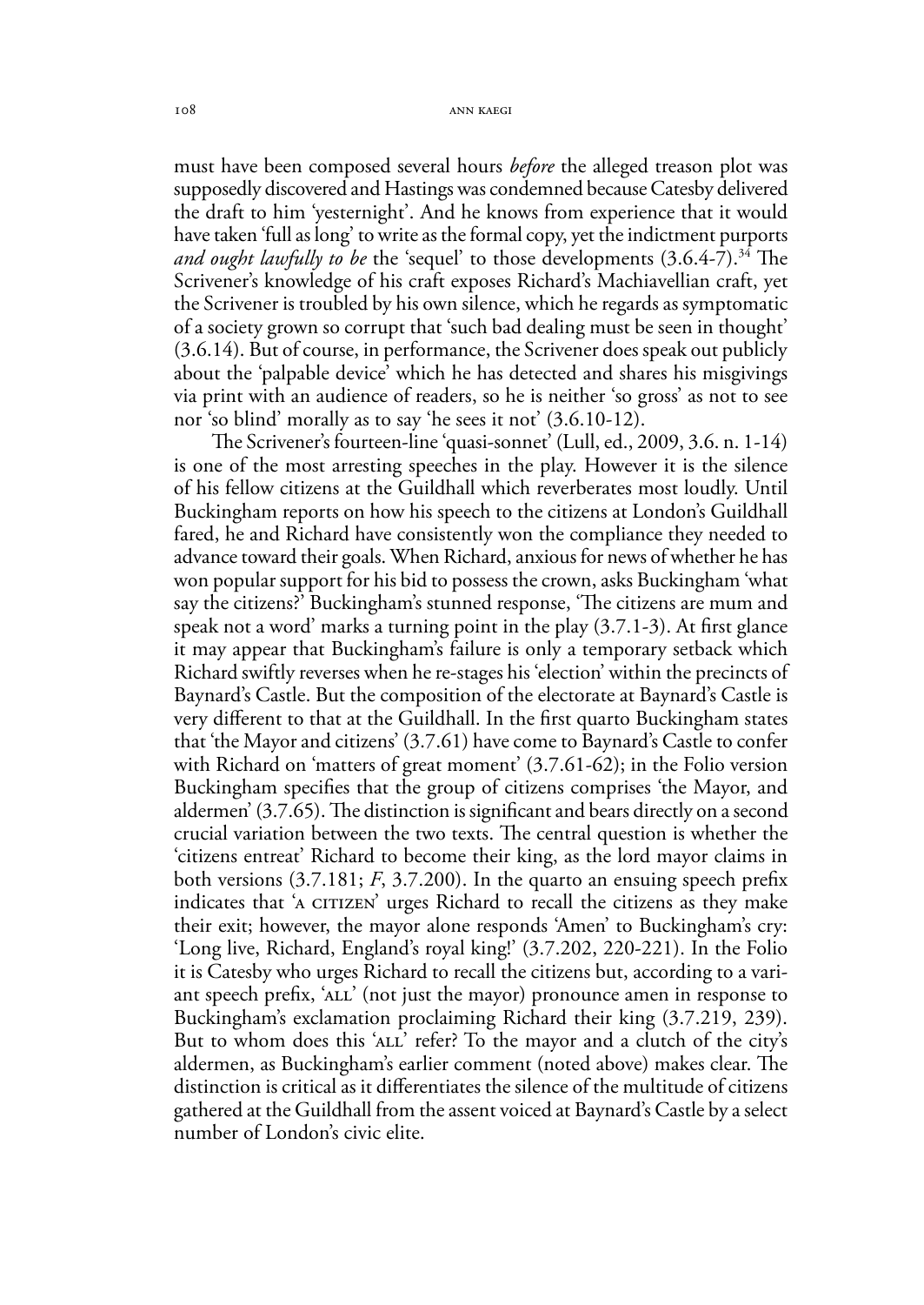must have been composed several hours *before* the alleged treason plot was supposedly discovered and Hastings was condemned because Catesby delivered the draft to him 'yesternight'. And he knows from experience that it would have taken 'full as long' to write as the formal copy, yet the indictment purports *and ought lawfully to be* the 'sequel' to those developments (3.6.4-7).[34] The Scrivener's knowledge of his craft exposes Richard's Machiavellian craft, yet the Scrivener is troubled by his own silence, which he regards as symptomatic of a society grown so corrupt that 'such bad dealing must be seen in thought' (3.6.14). But of course, in performance, the Scrivener does speak out publicly about the 'palpable device' which he has detected and shares his misgivings via print with an audience of readers, so he is neither 'so gross' as not to see nor 'so blind' morally as to say 'he sees it not' (3.6.10-12).

The Scrivener's fourteen-line 'quasi-sonnet' (Lull, ed., 2009, 3.6. n. 1-14) is one of the most arresting speeches in the play. However it is the silence of his fellow citizens at the Guildhall which reverberates most loudly. Until Buckingham reports on how his speech to the citizens at London's Guildhall fared, he and Richard have consistently won the compliance they needed to advance toward their goals. When Richard, anxious for news of whether he has won popular support for his bid to possess the crown, asks Buckingham 'what say the citizens?' Buckingham's stunned response, 'The citizens are mum and speak not a word' marks a turning point in the play (3.7.1-3). At first glance it may appear that Buckingham's failure is only a temporary setback which Richard swiftly reverses when he re-stages his 'election' within the precincts of Baynard's Castle. But the composition of the electorate at Baynard's Castle is very different to that at the Guildhall. In the first quarto Buckingham states that 'the Mayor and citizens' (3.7.61) have come to Baynard's Castle to confer with Richard on 'matters of great moment' (3.7.61-62); in the Folio version Buckingham specifies that the group of citizens comprises 'the Mayor, and aldermen' (3.7.65). The distinction is significant and bears directly on a second crucial variation between the two texts. The central question is whether the 'citizens entreat' Richard to become their king, as the lord mayor claims in both versions (3.7.181; *F*, 3.7.200). In the quarto an ensuing speech prefix indicates that 'A CITIZEN' urges Richard to recall the citizens as they make their exit; however, the mayor alone responds 'Amen' to Buckingham's cry: 'Long live, Richard, England's royal king!' (3.7.202, 220-221). In the Folio it is Catesby who urges Richard to recall the citizens but, according to a variant speech prefix, 'ALL' (not just the mayor) pronounce amen in response to Buckingham's exclamation proclaiming Richard their king (3.7.219, 239). But to whom does this 'ALL' refer? To the mayor and a clutch of the city's aldermen, as Buckingham's earlier comment (noted above) makes clear. The distinction is critical as it differentiates the silence of the multitude of citizens gathered at the Guildhall from the assent voiced at Baynard's Castle by a select number of London's civic elite.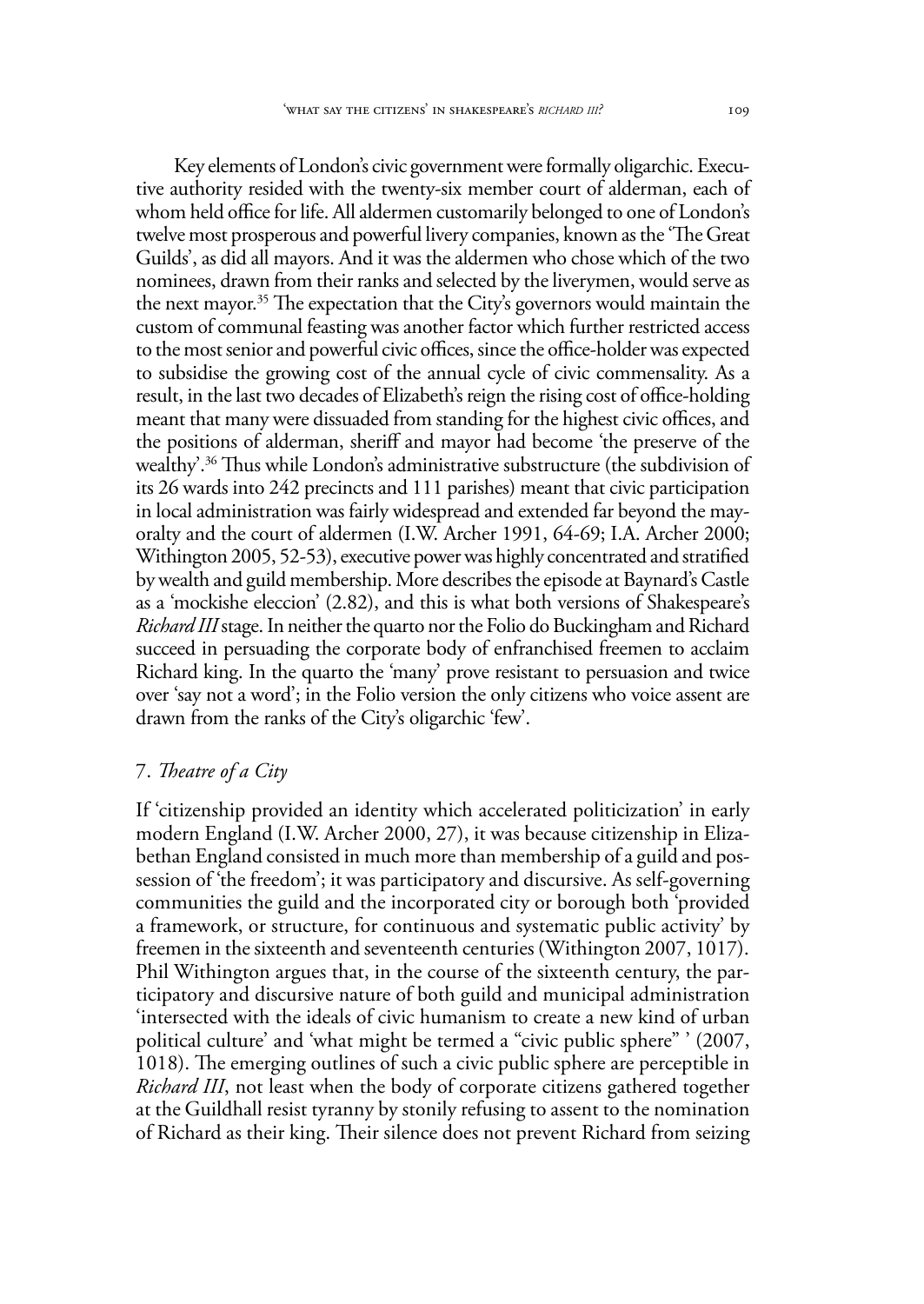Key elements of London's civic government were formally oligarchic. Executive authority resided with the twenty-six member court of alderman, each of whom held office for life. All aldermen customarily belonged to one of London's twelve most prosperous and powerful livery companies, known as the 'The Great Guilds', as did all mayors. And it was the aldermen who chose which of the two nominees, drawn from their ranks and selected by the liverymen, would serve as the next mayor.[35] The expectation that the City's governors would maintain the custom of communal feasting was another factor which further restricted access to the most senior and powerful civic offices, since the office-holder was expected to subsidise the growing cost of the annual cycle of civic commensality. As a result, in the last two decades of Elizabeth's reign the rising cost of office-holding meant that many were dissuaded from standing for the highest civic offices, and the positions of alderman, sheriff and mayor had become 'the preserve of the wealthy'.[36] Thus while London's administrative substructure (the subdivision of its 26 wards into 242 precincts and 111 parishes) meant that civic participation in local administration was fairly widespread and extended far beyond the mayoralty and the court of aldermen (I.W. Archer 1991, 64-69; I.A. Archer 2000; Withington 2005, 52-53), executive power was highly concentrated and stratified by wealth and guild membership. More describes the episode at Baynard's Castle as a 'mockishe eleccion' (2.82), and this is what both versions of Shakespeare's *Richard III* stage. In neither the quarto nor the Folio do Buckingham and Richard succeed in persuading the corporate body of enfranchised freemen to acclaim Richard king. In the quarto the 'many' prove resistant to persuasion and twice over 'say not a word'; in the Folio version the only citizens who voice assent are drawn from the ranks of the City's oligarchic 'few'.

## 7. *Theatre of a City*

If 'citizenship provided an identity which accelerated politicization' in early modern England (I.W. Archer 2000, 27), it was because citizenship in Elizabethan England consisted in much more than membership of a guild and possession of 'the freedom'; it was participatory and discursive. As self-governing communities the guild and the incorporated city or borough both 'provided a framework, or structure, for continuous and systematic public activity' by freemen in the sixteenth and seventeenth centuries (Withington 2007, 1017). Phil Withington argues that, in the course of the sixteenth century, the participatory and discursive nature of both guild and municipal administration 'intersected with the ideals of civic humanism to create a new kind of urban political culture' and 'what might be termed a "civic public sphere" ' (2007, 1018). The emerging outlines of such a civic public sphere are perceptible in *Richard III*, not least when the body of corporate citizens gathered together at the Guildhall resist tyranny by stonily refusing to assent to the nomination of Richard as their king. Their silence does not prevent Richard from seizing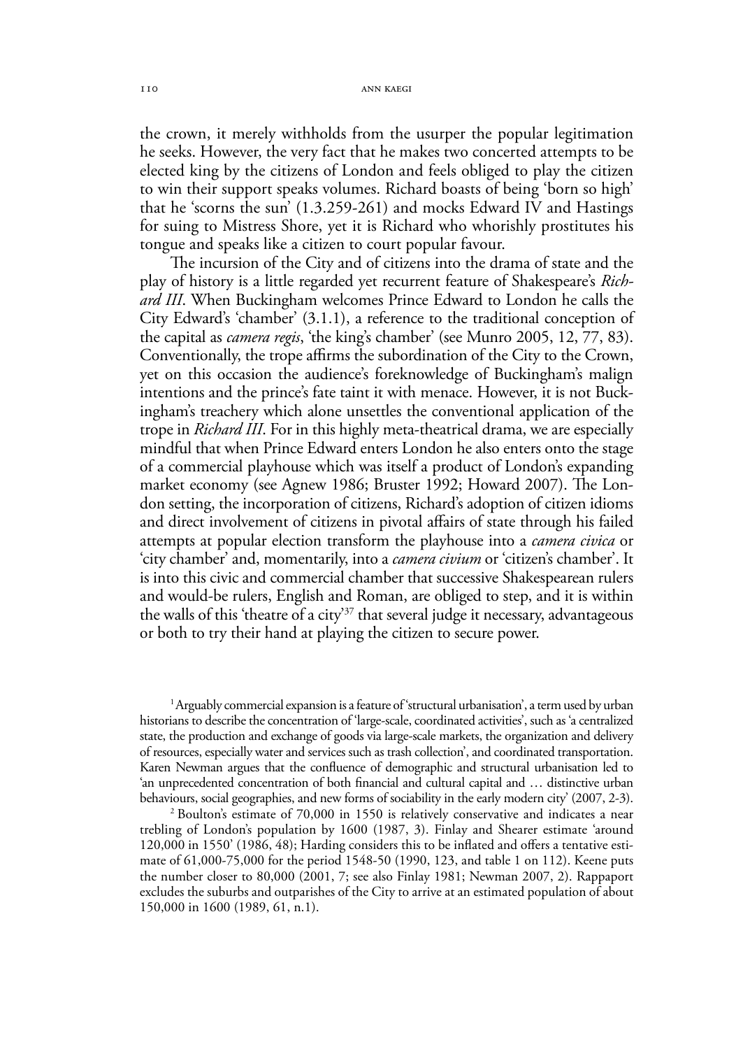the crown, it merely withholds from the usurper the popular legitimation he seeks. However, the very fact that he makes two concerted attempts to be elected king by the citizens of London and feels obliged to play the citizen to win their support speaks volumes. Richard boasts of being 'born so high' that he 'scorns the sun' (1.3.259-261) and mocks Edward IV and Hastings for suing to Mistress Shore, yet it is Richard who whorishly prostitutes his tongue and speaks like a citizen to court popular favour.

The incursion of the City and of citizens into the drama of state and the play of history is a little regarded yet recurrent feature of Shakespeare's *Richard III*. When Buckingham welcomes Prince Edward to London he calls the City Edward's 'chamber' (3.1.1), a reference to the traditional conception of the capital as *camera regis*, 'the king's chamber' (see Munro 2005, 12, 77, 83). Conventionally, the trope affirms the subordination of the City to the Crown, yet on this occasion the audience's foreknowledge of Buckingham's malign intentions and the prince's fate taint it with menace. However, it is not Buckingham's treachery which alone unsettles the conventional application of the trope in *Richard III*. For in this highly meta-theatrical drama, we are especially mindful that when Prince Edward enters London he also enters onto the stage of a commercial playhouse which was itself a product of London's expanding market economy (see Agnew 1986; Bruster 1992; Howard 2007). The London setting, the incorporation of citizens, Richard's adoption of citizen idioms and direct involvement of citizens in pivotal affairs of state through his failed attempts at popular election transform the playhouse into a *camera civica* or 'city chamber' and, momentarily, into a *camera civium* or 'citizen's chamber'. It is into this civic and commercial chamber that successive Shakespearean rulers and would-be rulers, English and Roman, are obliged to step, and it is within the walls of this 'theatre of a city'[37] that several judge it necessary, advantageous or both to try their hand at playing the citizen to secure power.

[1] Arguably commercial expansion is a feature of 'structural urbanisation', a term used by urban historians to describe the concentration of 'large-scale, coordinated activities', such as 'a centralized state, the production and exchange of goods via large-scale markets, the organization and delivery of resources, especially water and services such as trash collection', and coordinated transportation. Karen Newman argues that the confluence of demographic and structural urbanisation led to 'an unprecedented concentration of both financial and cultural capital and … distinctive urban behaviours, social geographies, and new forms of sociability in the early modern city' (2007, 2-3).

[2] Boulton's estimate of 70,000 in 1550 is relatively conservative and indicates a near trebling of London's population by 1600 (1987, 3). Finlay and Shearer estimate 'around 120,000 in 1550' (1986, 48); Harding considers this to be inflated and offers a tentative estimate of 61,000-75,000 for the period 1548-50 (1990, 123, and table 1 on 112). Keene puts the number closer to 80,000 (2001, 7; see also Finlay 1981; Newman 2007, 2). Rappaport excludes the suburbs and outparishes of the City to arrive at an estimated population of about 150,000 in 1600 (1989, 61, n.1).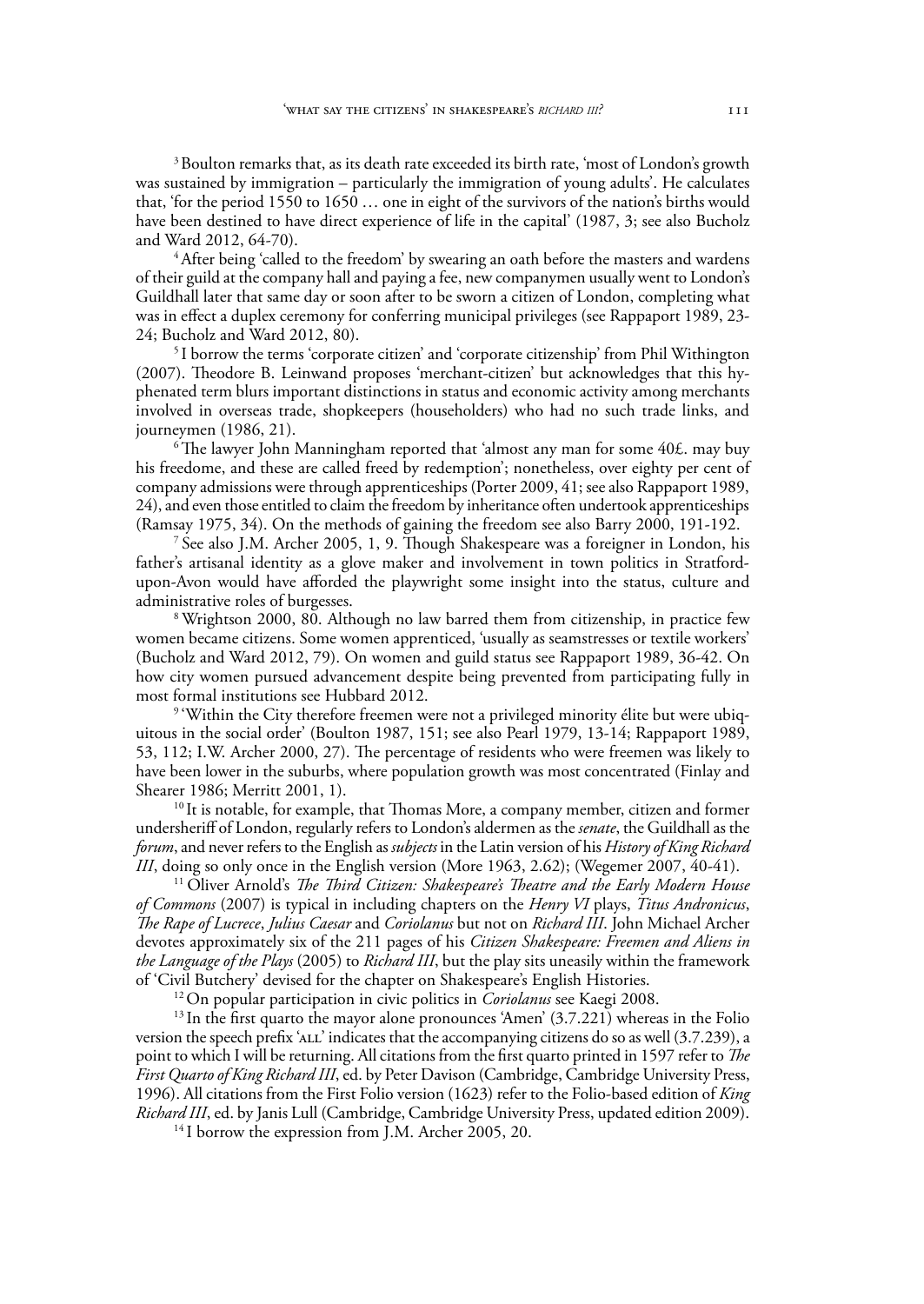[3] Boulton remarks that, as its death rate exceeded its birth rate, 'most of London's growth was sustained by immigration – particularly the immigration of young adults'. He calculates that, 'for the period 1550 to 1650 … one in eight of the survivors of the nation's births would have been destined to have direct experience of life in the capital' (1987, 3; see also Bucholz and Ward 2012, 64-70).

[4] After being 'called to the freedom' by swearing an oath before the masters and wardens of their guild at the company hall and paying a fee, new companymen usually went to London's Guildhall later that same day or soon after to be sworn a citizen of London, completing what was in effect a duplex ceremony for conferring municipal privileges (see Rappaport 1989, 23-24; Bucholz and Ward 2012, 80).

[5] I borrow the terms 'corporate citizen' and 'corporate citizenship' from Phil Withington (2007). Theodore B. Leinwand proposes 'merchant-citizen' but acknowledges that this hyphenated term blurs important distinctions in status and economic activity among merchants involved in overseas trade, shopkeepers (householders) who had no such trade links, and journeymen (1986, 21).

[6] The lawyer John Manningham reported that 'almost any man for some 40£. may buy his freedome, and these are called freed by redemption'; nonetheless, over eighty per cent of company admissions were through apprenticeships (Porter 2009, 41; see also Rappaport 1989, 24), and even those entitled to claim the freedom by inheritance often undertook apprenticeships (Ramsay 1975, 34). On the methods of gaining the freedom see also Barry 2000, 191-192.

[7] See also J.M. Archer 2005, 1, 9. Though Shakespeare was a foreigner in London, his father's artisanal identity as a glove maker and involvement in town politics in Stratford-upon-Avon would have afforded the playwright some insight into the status, culture and administrative roles of burgesses.

[8] Wrightson 2000, 80. Although no law barred them from citizenship, in practice few women became citizens. Some women apprenticed, 'usually as seamstresses or textile workers' (Bucholz and Ward 2012, 79). On women and guild status see Rappaport 1989, 36-42. On how city women pursued advancement despite being prevented from participating fully in most formal institutions see Hubbard 2012.

[9] 'Within the City therefore freemen were not a privileged minority élite but were ubiquitous in the social order' (Boulton 1987, 151; see also Pearl 1979, 13-14; Rappaport 1989, 53, 112; I.W. Archer 2000, 27). The percentage of residents who were freemen was likely to have been lower in the suburbs, where population growth was most concentrated (Finlay and Shearer 1986; Merritt 2001, 1).

[10] It is notable, for example, that Thomas More, a company member, citizen and former undersheriff of London, regularly refers to London's aldermen as the *senate*, the Guildhall as the *forum*, and never refers to the English as *subjects* in the Latin version of his *History of King Richard III*, doing so only once in the English version (More 1963, 2.62); (Wegemer 2007, 40-41).

[11] Oliver Arnold's *The Third Citizen: Shakespeare's Theatre and the Early Modern House of Commons* (2007) is typical in including chapters on the *Henry VI* plays, *Titus Andronicus*, *The Rape of Lucrece*, *Julius Caesar* and *Coriolanus* but not on *Richard III*. John Michael Archer devotes approximately six of the 211 pages of his *Citizen Shakespeare: Freemen and Aliens in the Language of the Plays* (2005) to *Richard III*, but the play sits uneasily within the framework of 'Civil Butchery' devised for the chapter on Shakespeare's English Histories.

[12] On popular participation in civic politics in *Coriolanus* see Kaegi 2008.

[13] In the first quarto the mayor alone pronounces 'Amen' (3.7.221) whereas in the Folio version the speech prefix 'ALL' indicates that the accompanying citizens do so as well (3.7.239), a point to which I will be returning. All citations from the first quarto printed in 1597 refer to *The First Quarto of King Richard III*, ed. by Peter Davison (Cambridge, Cambridge University Press, 1996). All citations from the First Folio version (1623) refer to the Folio-based edition of *King Richard III*, ed. by Janis Lull (Cambridge, Cambridge University Press, updated edition 2009).

[14] I borrow the expression from J.M. Archer 2005, 20.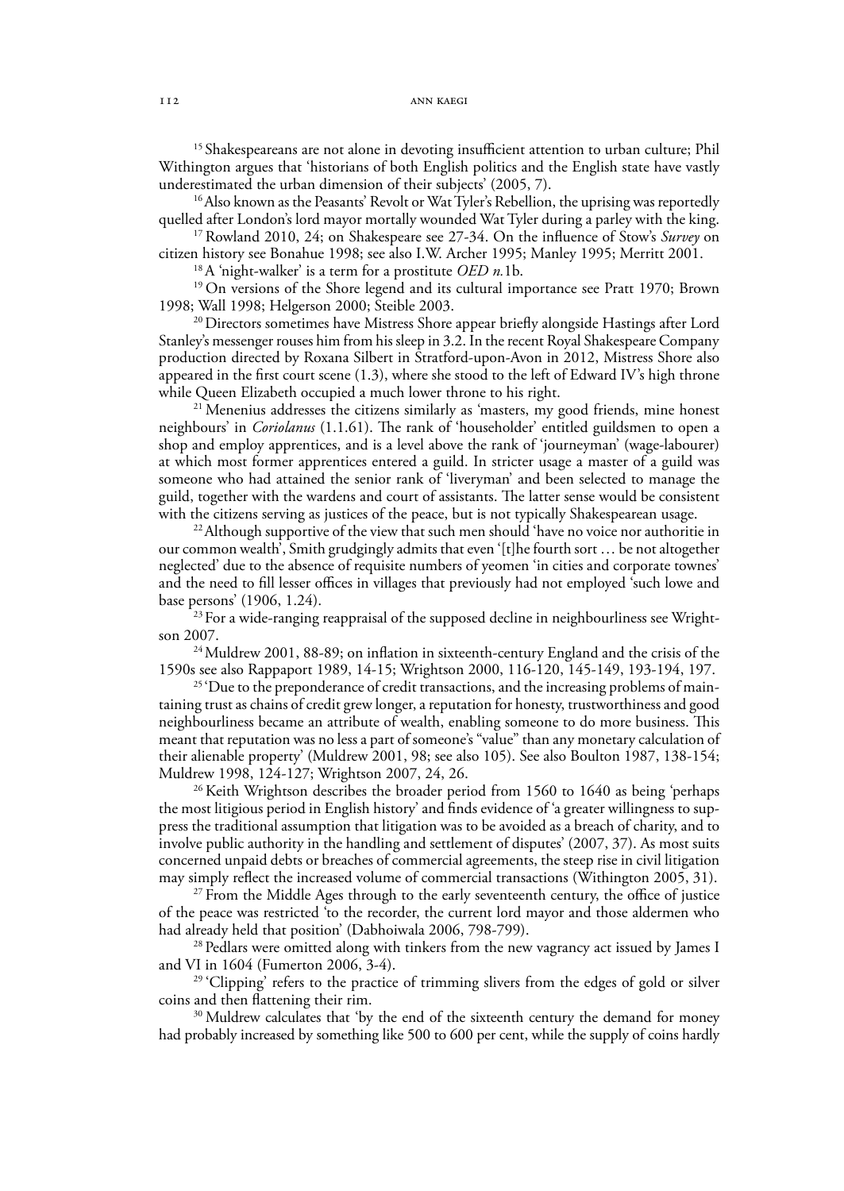[15] Shakespeareans are not alone in devoting insufficient attention to urban culture; Phil Withington argues that 'historians of both English politics and the English state have vastly underestimated the urban dimension of their subjects' (2005, 7).

[16] Also known as the Peasants' Revolt or Wat Tyler's Rebellion, the uprising was reportedly quelled after London's lord mayor mortally wounded Wat Tyler during a parley with the king.

[17] Rowland 2010, 24; on Shakespeare see 27-34. On the influence of Stow's *Survey* on citizen history see Bonahue 1998; see also I.W. Archer 1995; Manley 1995; Merritt 2001.

[18] A 'night-walker' is a term for a prostitute *OED n.*1b.

[19] On versions of the Shore legend and its cultural importance see Pratt 1970; Brown 1998; Wall 1998; Helgerson 2000; Steible 2003.

[20] Directors sometimes have Mistress Shore appear briefly alongside Hastings after Lord Stanley's messenger rouses him from his sleep in 3.2. In the recent Royal Shakespeare Company production directed by Roxana Silbert in Stratford-upon-Avon in 2012, Mistress Shore also appeared in the first court scene (1.3), where she stood to the left of Edward IV's high throne while Queen Elizabeth occupied a much lower throne to his right.

[21] Menenius addresses the citizens similarly as 'masters, my good friends, mine honest neighbours' in *Coriolanus* (1.1.61). The rank of 'householder' entitled guildsmen to open a shop and employ apprentices, and is a level above the rank of 'journeyman' (wage-labourer) at which most former apprentices entered a guild. In stricter usage a master of a guild was someone who had attained the senior rank of 'liveryman' and been selected to manage the guild, together with the wardens and court of assistants. The latter sense would be consistent with the citizens serving as justices of the peace, but is not typically Shakespearean usage.

[22] Although supportive of the view that such men should 'have no voice nor authoritie in our common wealth', Smith grudgingly admits that even '[t]he fourth sort … be not altogether neglected' due to the absence of requisite numbers of yeomen 'in cities and corporate townes' and the need to fill lesser offices in villages that previously had not employed 'such lowe and base persons' (1906, 1.24).

[23] For a wide-ranging reappraisal of the supposed decline in neighbourliness see Wrightson 2007.

[24] Muldrew 2001, 88-89; on inflation in sixteenth-century England and the crisis of the 1590s see also Rappaport 1989, 14-15; Wrightson 2000, 116-120, 145-149, 193-194, 197.

[25] 'Due to the preponderance of credit transactions, and the increasing problems of maintaining trust as chains of credit grew longer, a reputation for honesty, trustworthiness and good neighbourliness became an attribute of wealth, enabling someone to do more business. This meant that reputation was no less a part of someone's "value" than any monetary calculation of their alienable property' (Muldrew 2001, 98; see also 105). See also Boulton 1987, 138-154; Muldrew 1998, 124-127; Wrightson 2007, 24, 26.

[26] Keith Wrightson describes the broader period from 1560 to 1640 as being 'perhaps the most litigious period in English history' and finds evidence of 'a greater willingness to suppress the traditional assumption that litigation was to be avoided as a breach of charity, and to involve public authority in the handling and settlement of disputes' (2007, 37). As most suits concerned unpaid debts or breaches of commercial agreements, the steep rise in civil litigation may simply reflect the increased volume of commercial transactions (Withington 2005, 31).

[27] From the Middle Ages through to the early seventeenth century, the office of justice of the peace was restricted 'to the recorder, the current lord mayor and those aldermen who had already held that position' (Dabhoiwala 2006, 798-799).

[28] Pedlars were omitted along with tinkers from the new vagrancy act issued by James I and VI in 1604 (Fumerton 2006, 3-4).

[29] 'Clipping' refers to the practice of trimming slivers from the edges of gold or silver coins and then flattening their rim.

[30] Muldrew calculates that 'by the end of the sixteenth century the demand for money had probably increased by something like 500 to 600 per cent, while the supply of coins hardly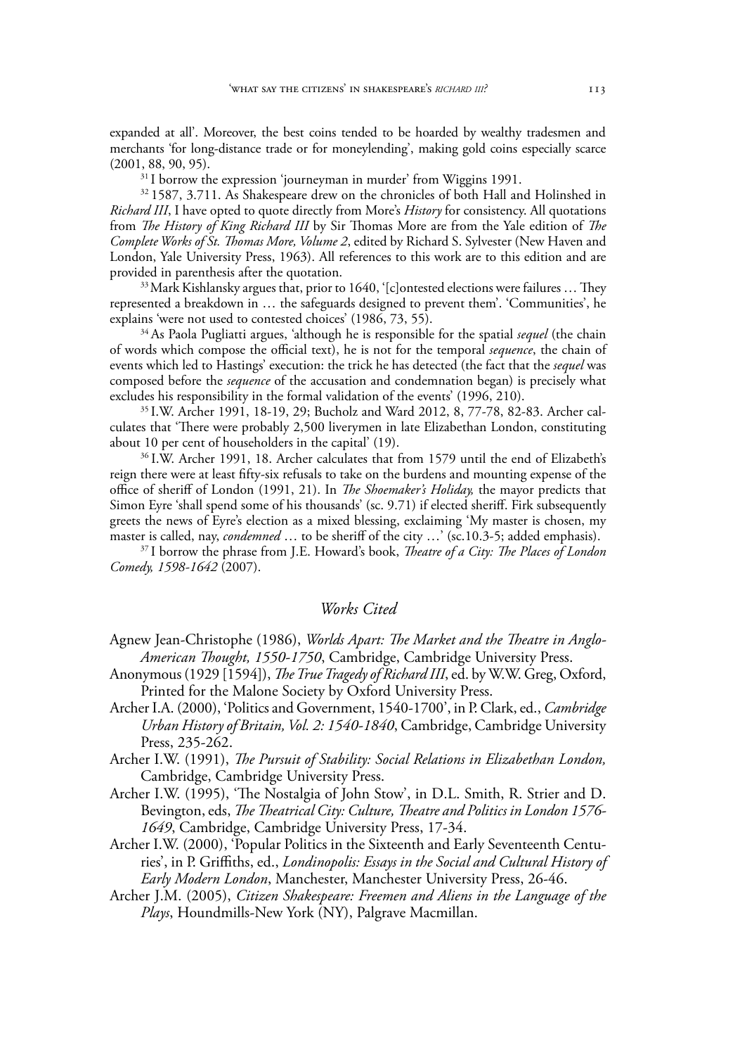expanded at all'. Moreover, the best coins tended to be hoarded by wealthy tradesmen and merchants 'for long-distance trade or for moneylending', making gold coins especially scarce (2001, 88, 90, 95).

[31] I borrow the expression 'journeyman in murder' from Wiggins 1991.

[32] 1587, 3.711. As Shakespeare drew on the chronicles of both Hall and Holinshed in *Richard III*, I have opted to quote directly from More's *History* for consistency. All quotations from *The History of King Richard III* by Sir Thomas More are from the Yale edition of *The Complete Works of St. Thomas More, Volume 2*, edited by Richard S. Sylvester (New Haven and London, Yale University Press, 1963). All references to this work are to this edition and are provided in parenthesis after the quotation.

[33] Mark Kishlansky argues that, prior to 1640, '[c]ontested elections were failures … They represented a breakdown in … the safeguards designed to prevent them'. 'Communities', he explains 'were not used to contested choices' (1986, 73, 55).

[34] As Paola Pugliatti argues, 'although he is responsible for the spatial *sequel* (the chain of words which compose the official text), he is not for the temporal *sequence*, the chain of events which led to Hastings' execution: the trick he has detected (the fact that the *sequel* was composed before the *sequence* of the accusation and condemnation began) is precisely what excludes his responsibility in the formal validation of the events' (1996, 210).

[35] I.W. Archer 1991, 18-19, 29; Bucholz and Ward 2012, 8, 77-78, 82-83. Archer calculates that 'There were probably 2,500 liverymen in late Elizabethan London, constituting about 10 per cent of householders in the capital' (19).

[36] I.W. Archer 1991, 18. Archer calculates that from 1579 until the end of Elizabeth's reign there were at least fifty-six refusals to take on the burdens and mounting expense of the office of sheriff of London (1991, 21). In *The Shoemaker's Holiday,* the mayor predicts that Simon Eyre 'shall spend some of his thousands' (sc. 9.71) if elected sheriff. Firk subsequently greets the news of Eyre's election as a mixed blessing, exclaiming 'My master is chosen, my master is called, nay, *condemned* … to be sheriff of the city …' (sc.10.3-5; added emphasis).

[37] I borrow the phrase from J.E. Howard's book, *Theatre of a City: The Places of London Comedy, 1598-1642* (2007).

## *Works Cited*

Agnew Jean-Christophe (1986), *Worlds Apart: The Market and the Theatre in Anglo-American Thought, 1550-1750*, Cambridge, Cambridge University Press.

Anonymous (1929 [1594]), *The True Tragedy of Richard III*, ed. by W.W. Greg, Oxford, Printed for the Malone Society by Oxford University Press.

Archer I.A. (2000), 'Politics and Government, 1540-1700', in P. Clark, ed., *Cambridge Urban History of Britain, Vol. 2: 1540-1840*, Cambridge, Cambridge University Press, 235-262.

Archer I.W. (1991), *The Pursuit of Stability: Social Relations in Elizabethan London,* Cambridge, Cambridge University Press.

Archer I.W. (1995), 'The Nostalgia of John Stow', in D.L. Smith, R. Strier and D. Bevington, eds, *The Theatrical City: Culture, Theatre and Politics in London 1576-1649*, Cambridge, Cambridge University Press, 17-34.

Archer I.W. (2000), 'Popular Politics in the Sixteenth and Early Seventeenth Centuries', in P. Griffiths, ed., *Londinopolis: Essays in the Social and Cultural History of Early Modern London*, Manchester, Manchester University Press, 26-46.

Archer J.M. (2005), *Citizen Shakespeare: Freemen and Aliens in the Language of the Plays*, Houndmills-New York (NY), Palgrave Macmillan.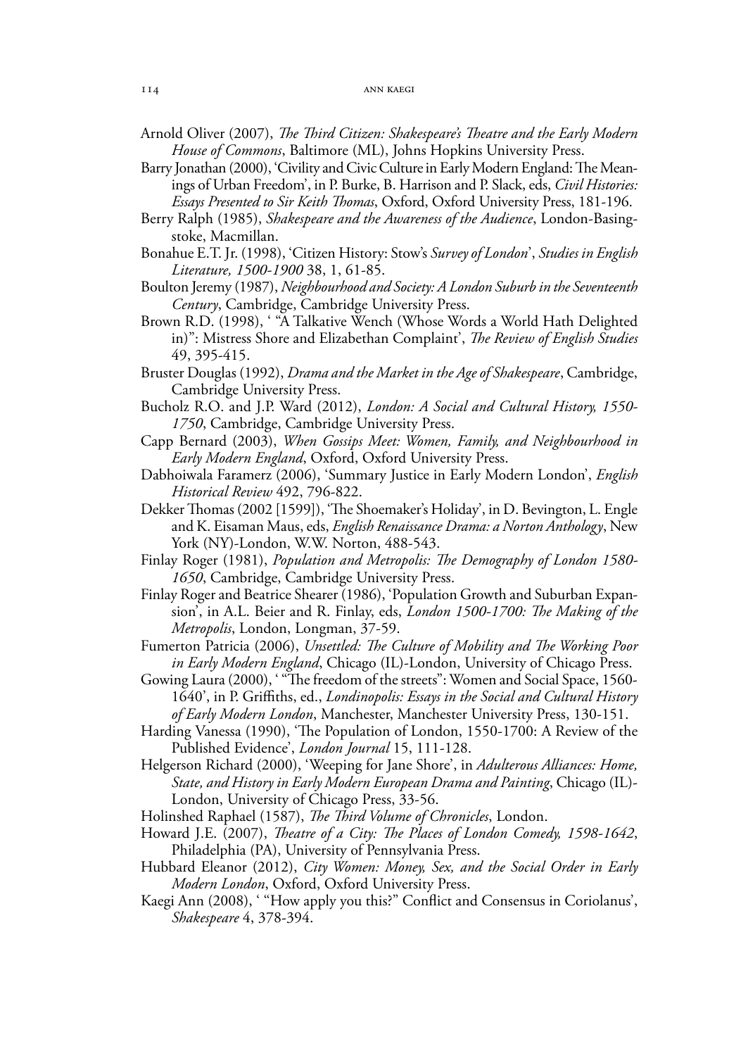Arnold Oliver (2007), *The Third Citizen: Shakespeare's Theatre and the Early Modern House of Commons*, Baltimore (ML), Johns Hopkins University Press.

Barry Jonathan (2000), 'Civility and Civic Culture in Early Modern England: The Meanings of Urban Freedom', in P. Burke, B. Harrison and P. Slack, eds, *Civil Histories: Essays Presented to Sir Keith Thomas*, Oxford, Oxford University Press, 181-196.

Berry Ralph (1985), *Shakespeare and the Awareness of the Audience*, London-Basingstoke, Macmillan.

Bonahue E.T. Jr. (1998), 'Citizen History: Stow's *Survey of London*', *Studies in English Literature, 1500-1900* 38, 1, 61-85.

Boulton Jeremy (1987), *Neighbourhood and Society: A London Suburb in the Seventeenth Century*, Cambridge, Cambridge University Press.

Brown R.D. (1998), ' "A Talkative Wench (Whose Words a World Hath Delighted in)": Mistress Shore and Elizabethan Complaint', *The Review of English Studies* 49, 395-415.

Bruster Douglas (1992), *Drama and the Market in the Age of Shakespeare*, Cambridge, Cambridge University Press.

Bucholz R.O. and J.P. Ward (2012), *London: A Social and Cultural History, 1550-1750*, Cambridge, Cambridge University Press.

Capp Bernard (2003), *When Gossips Meet: Women, Family, and Neighbourhood in Early Modern England*, Oxford, Oxford University Press.

Dabhoiwala Faramerz (2006), 'Summary Justice in Early Modern London', *English Historical Review* 492, 796-822.

Dekker Thomas (2002 [1599]), 'The Shoemaker's Holiday', in D. Bevington, L. Engle and K. Eisaman Maus, eds, *English Renaissance Drama: a Norton Anthology*, New York (NY)-London, W.W. Norton, 488-543.

Finlay Roger (1981), *Population and Metropolis: The Demography of London 1580-1650*, Cambridge, Cambridge University Press.

Finlay Roger and Beatrice Shearer (1986), 'Population Growth and Suburban Expansion', in A.L. Beier and R. Finlay, eds, *London 1500-1700: The Making of the Metropolis*, London, Longman, 37-59.

Fumerton Patricia (2006), *Unsettled: The Culture of Mobility and The Working Poor in Early Modern England*, Chicago (IL)-London, University of Chicago Press.

Gowing Laura (2000), ' "The freedom of the streets": Women and Social Space, 1560-1640', in P. Griffiths, ed., *Londinopolis: Essays in the Social and Cultural History of Early Modern London*, Manchester, Manchester University Press, 130-151.

Harding Vanessa (1990), 'The Population of London, 1550-1700: A Review of the Published Evidence', *London Journal* 15, 111-128.

Helgerson Richard (2000), 'Weeping for Jane Shore', in *Adulterous Alliances: Home, State, and History in Early Modern European Drama and Painting*, Chicago (IL)-London, University of Chicago Press, 33-56.

Holinshed Raphael (1587), *The Third Volume of Chronicles*, London.

Howard J.E. (2007), *Theatre of a City: The Places of London Comedy, 1598-1642*, Philadelphia (PA), University of Pennsylvania Press.

Hubbard Eleanor (2012), *City Women: Money, Sex, and the Social Order in Early Modern London*, Oxford, Oxford University Press.

Kaegi Ann (2008), ' "How apply you this?" Conflict and Consensus in Coriolanus', *Shakespeare* 4, 378-394.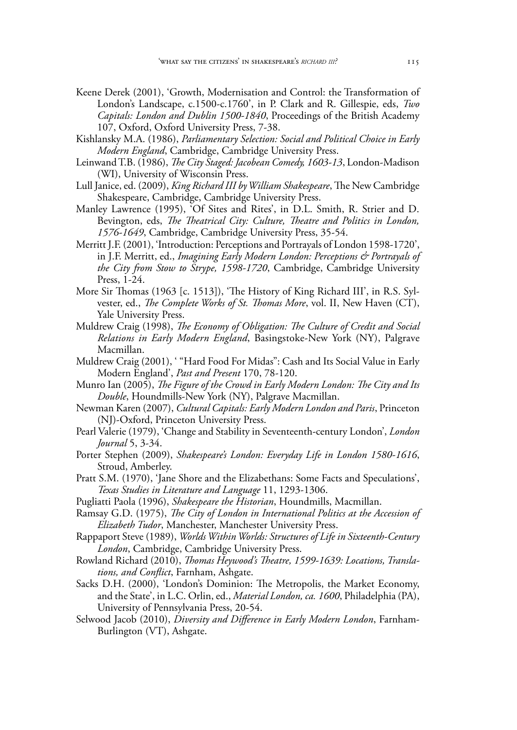Keene Derek (2001), 'Growth, Modernisation and Control: the Transformation of London's Landscape, c.1500-c.1760', in P. Clark and R. Gillespie, eds, *Two Capitals: London and Dublin 1500-1840*, Proceedings of the British Academy 107, Oxford, Oxford University Press, 7-38.

Kishlansky M.A. (1986), *Parliamentary Selection: Social and Political Choice in Early Modern England*, Cambridge, Cambridge University Press.

Leinwand T.B. (1986), *The City Staged: Jacobean Comedy, 1603-13*, London-Madison (WI), University of Wisconsin Press.

Lull Janice, ed. (2009), *King Richard III by William Shakespeare*, The New Cambridge Shakespeare, Cambridge, Cambridge University Press.

Manley Lawrence (1995), 'Of Sites and Rites', in D.L. Smith, R. Strier and D. Bevington, eds, *The Theatrical City: Culture, Theatre and Politics in London, 1576-1649*, Cambridge, Cambridge University Press, 35-54.

Merritt J.F. (2001), 'Introduction: Perceptions and Portrayals of London 1598-1720', in J.F. Merritt, ed., *Imagining Early Modern London: Perceptions & Portrayals of the City from Stow to Strype, 1598-1720*, Cambridge, Cambridge University Press, 1-24.

More Sir Thomas (1963 [c. 1513]), 'The History of King Richard III', in R.S. Sylvester, ed., *The Complete Works of St. Thomas More*, vol. II, New Haven (CT), Yale University Press.

Muldrew Craig (1998), *The Economy of Obligation: The Culture of Credit and Social Relations in Early Modern England*, Basingstoke-New York (NY), Palgrave Macmillan.

Muldrew Craig (2001), ' "Hard Food For Midas": Cash and Its Social Value in Early Modern England', *Past and Present* 170, 78-120.

Munro Ian (2005), *The Figure of the Crowd in Early Modern London: The City and Its Double*, Houndmills-New York (NY), Palgrave Macmillan.

Newman Karen (2007), *Cultural Capitals: Early Modern London and Paris*, Princeton (NJ)-Oxford, Princeton University Press.

Pearl Valerie (1979), 'Change and Stability in Seventeenth-century London', *London Journal* 5, 3-34.

Porter Stephen (2009), *Shakespeare's London: Everyday Life in London 1580-1616*, Stroud, Amberley.

Pratt S.M. (1970), 'Jane Shore and the Elizabethans: Some Facts and Speculations', *Texas Studies in Literature and Language* 11, 1293-1306.

Pugliatti Paola (1996), *Shakespeare the Historian*, Houndmills, Macmillan.

Ramsay G.D. (1975), *The City of London in International Politics at the Accession of Elizabeth Tudor*, Manchester, Manchester University Press.

Rappaport Steve (1989), *Worlds Within Worlds: Structures of Life in Sixteenth-Century London*, Cambridge, Cambridge University Press.

Rowland Richard (2010), *Thomas Heywood's Theatre, 1599-1639: Locations, Translations, and Conflict*, Farnham, Ashgate.

Sacks D.H. (2000), 'London's Dominion: The Metropolis, the Market Economy, and the State', in L.C. Orlin, ed., *Material London, ca. 1600*, Philadelphia (PA), University of Pennsylvania Press, 20-54.

Selwood Jacob (2010), *Diversity and Difference in Early Modern London*, Farnham-Burlington (VT), Ashgate.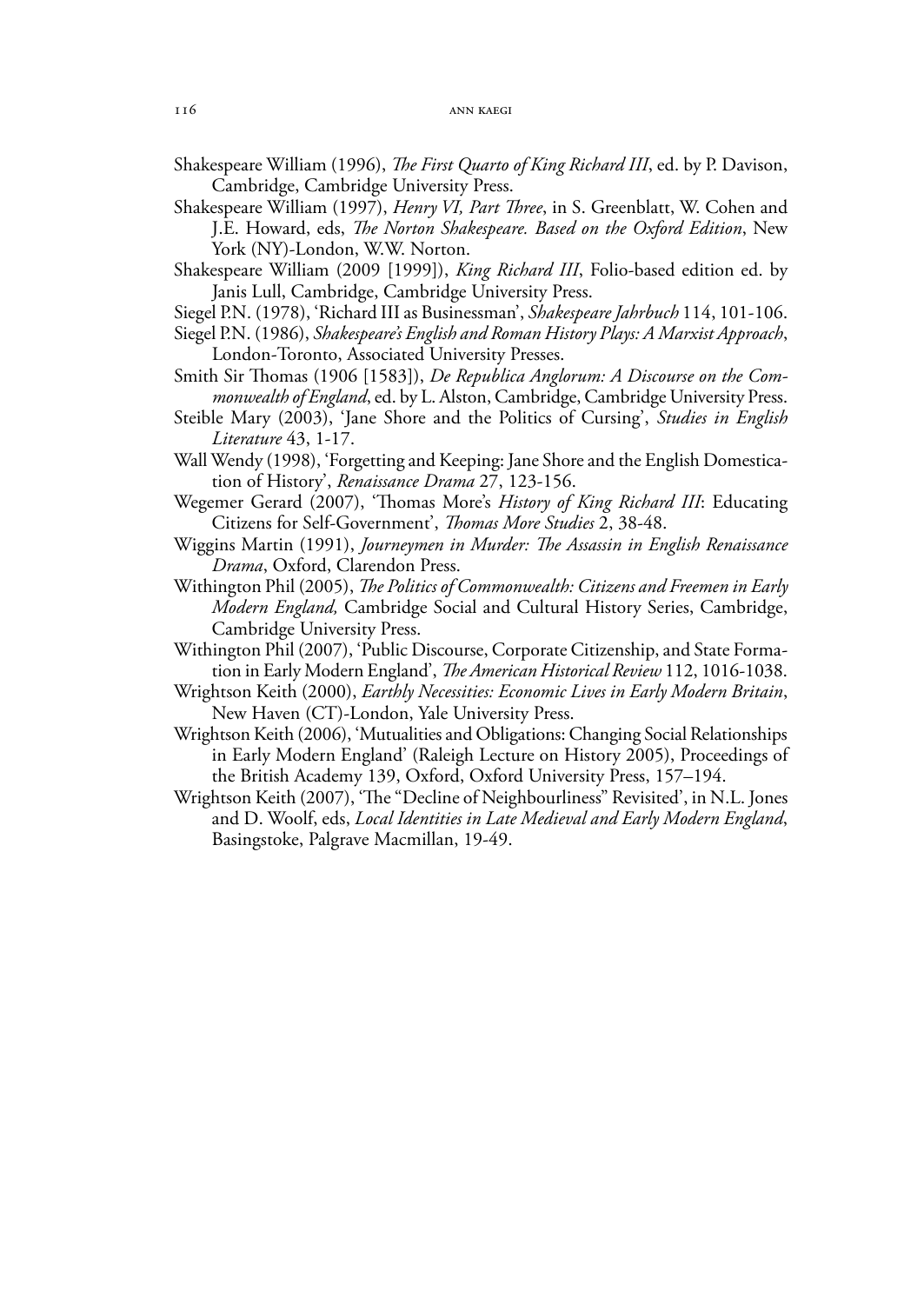Shakespeare William (1996), *The First Quarto of King Richard III*, ed. by P. Davison, Cambridge, Cambridge University Press.

Shakespeare William (1997), *Henry VI, Part Three*, in S. Greenblatt, W. Cohen and J.E. Howard, eds, *The Norton Shakespeare. Based on the Oxford Edition*, New York (NY)-London, W.W. Norton.

Shakespeare William (2009 [1999]), *King Richard III*, Folio-based edition ed. by Janis Lull, Cambridge, Cambridge University Press.

Siegel P.N. (1978), 'Richard III as Businessman', *Shakespeare Jahrbuch* 114, 101-106.

Siegel P.N. (1986), *Shakespeare's English and Roman History Plays: A Marxist Approach*, London-Toronto, Associated University Presses.

Smith Sir Thomas (1906 [1583]), *De Republica Anglorum: A Discourse on the Commonwealth of England*, ed. by L. Alston, Cambridge, Cambridge University Press.

Steible Mary (2003), 'Jane Shore and the Politics of Cursing', *Studies in English Literature* 43, 1-17.

Wall Wendy (1998), 'Forgetting and Keeping: Jane Shore and the English Domestication of History', *Renaissance Drama* 27, 123-156.

Wegemer Gerard (2007), 'Thomas More's *History of King Richard III*: Educating Citizens for Self-Government', *Thomas More Studies* 2, 38-48.

Wiggins Martin (1991), *Journeymen in Murder: The Assassin in English Renaissance Drama*, Oxford, Clarendon Press.

Withington Phil (2005), *The Politics of Commonwealth: Citizens and Freemen in Early Modern England,* Cambridge Social and Cultural History Series, Cambridge, Cambridge University Press.

Withington Phil (2007), 'Public Discourse, Corporate Citizenship, and State Formation in Early Modern England', *The American Historical Review* 112, 1016-1038.

Wrightson Keith (2000), *Earthly Necessities: Economic Lives in Early Modern Britain*, New Haven (CT)-London, Yale University Press.

Wrightson Keith (2006), 'Mutualities and Obligations: Changing Social Relationships in Early Modern England' (Raleigh Lecture on History 2005), Proceedings of the British Academy 139, Oxford, Oxford University Press, 157–194.

Wrightson Keith (2007), 'The "Decline of Neighbourliness" Revisited', in N.L. Jones and D. Woolf, eds, *Local Identities in Late Medieval and Early Modern England*, Basingstoke, Palgrave Macmillan, 19-49.